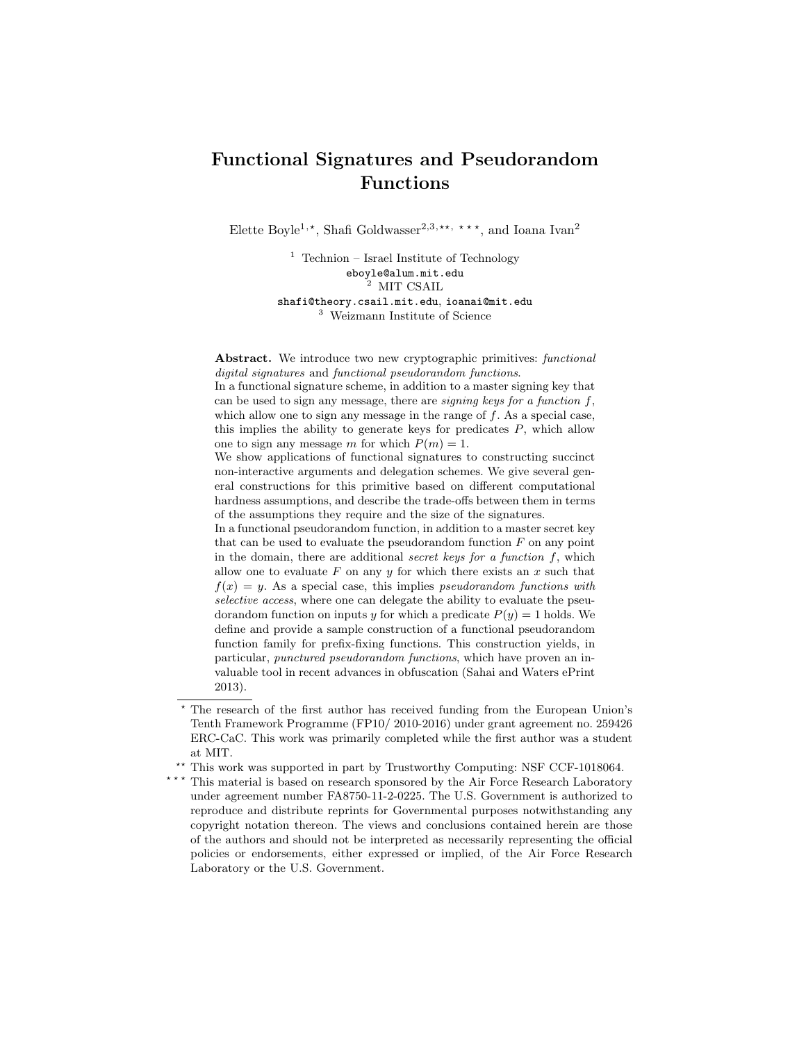# Functional Signatures and Pseudorandom Functions

Elette Boyle[1,⋆], Shafi Goldwasser[2,3,⋆⋆, ⋆⋆⋆], and Ioana Ivan[2]

[1] Technion – Israel Institute of Technology
eboyle@alum.mit.edu
[2] MIT CSAIL
shafi@theory.csail.mit.edu, ioanai@mit.edu
[3] Weizmann Institute of Science

**Abstract.** We introduce two new cryptographic primitives: *functional digital signatures* and *functional pseudorandom functions*.
In a functional signature scheme, in addition to a master signing key that can be used to sign any message, there are *signing keys for a function* $f$, which allow one to sign any message in the range of $f$. As a special case, this implies the ability to generate keys for predicates $P$, which allow one to sign any message $m$ for which $P(m) = 1$.
We show applications of functional signatures to constructing succinct non-interactive arguments and delegation schemes. We give several general constructions for this primitive based on different computational hardness assumptions, and describe the trade-offs between them in terms of the assumptions they require and the size of the signatures.
In a functional pseudorandom function, in addition to a master secret key that can be used to evaluate the pseudorandom function $F$ on any point in the domain, there are additional *secret keys for a function* $f$, which allow one to evaluate $F$ on any $y$ for which there exists an $x$ such that $f(x) = y$. As a special case, this implies *pseudorandom functions with selective access*, where one can delegate the ability to evaluate the pseudorandom function on inputs $y$ for which a predicate $P(y) = 1$ holds. We define and provide a sample construction of a functional pseudorandom function family for prefix-fixing functions. This construction yields, in particular, *punctured pseudorandom functions*, which have proven an invaluable tool in recent advances in obfuscation (Sahai and Waters ePrint 2013).

⋆ The research of the first author has received funding from the European Union's Tenth Framework Programme (FP10/ 2010-2016) under grant agreement no. 259426 ERC-CaC. This work was primarily completed while the first author was a student at MIT.

⋆⋆ This work was supported in part by Trustworthy Computing: NSF CCF-1018064.

⋆⋆⋆ This material is based on research sponsored by the Air Force Research Laboratory under agreement number FA8750-11-2-0225. The U.S. Government is authorized to reproduce and distribute reprints for Governmental purposes notwithstanding any copyright notation thereon. The views and conclusions contained herein are those of the authors and should not be interpreted as necessarily representing the official policies or endorsements, either expressed or implied, of the Air Force Research Laboratory or the U.S. Government.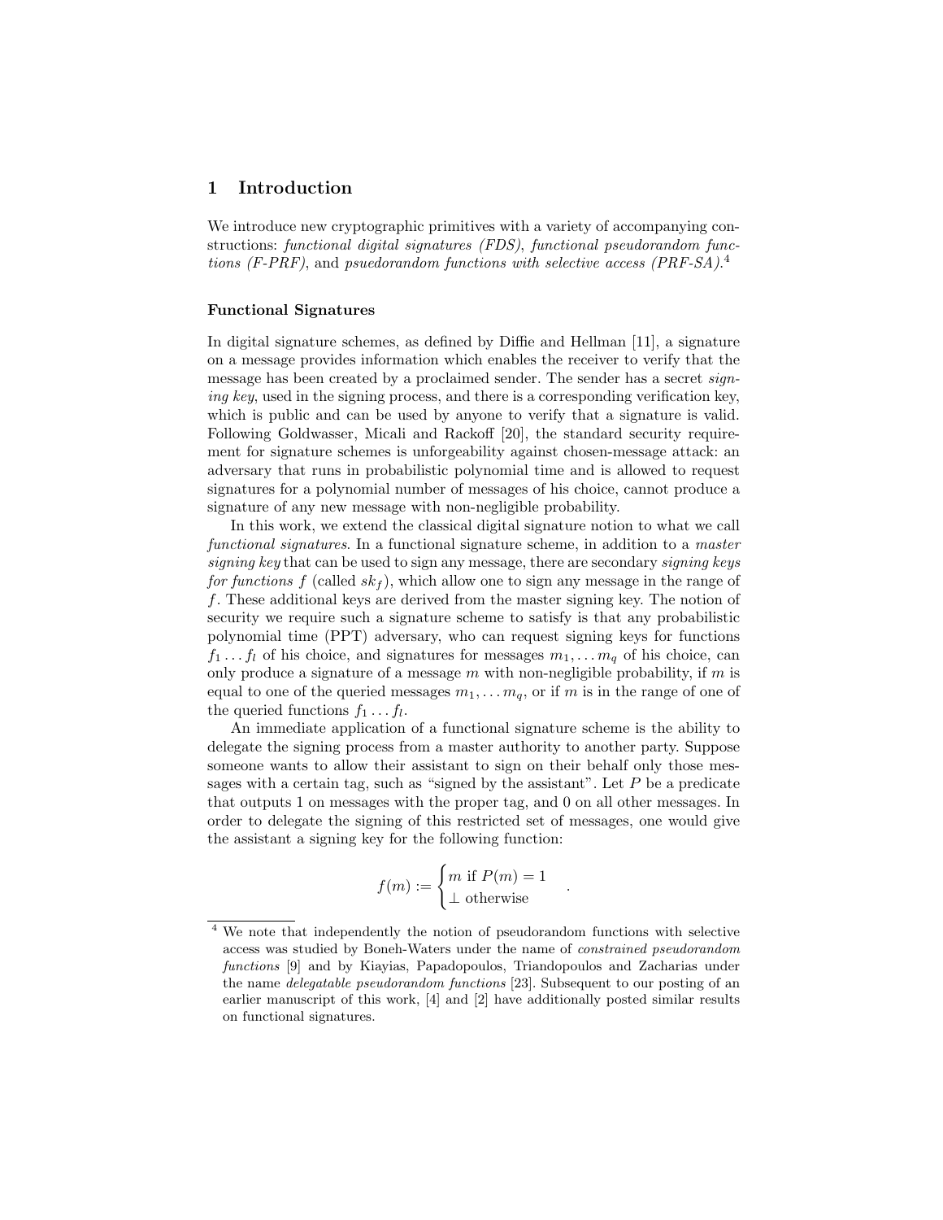# 1 Introduction

We introduce new cryptographic primitives with a variety of accompanying constructions: *functional digital signatures (FDS)*, *functional pseudorandom functions (F-PRF)*, and *psuedorandom functions with selective access (PRF-SA)*.[4]

### Functional Signatures

In digital signature schemes, as defined by Diffie and Hellman [11], a signature on a message provides information which enables the receiver to verify that the message has been created by a proclaimed sender. The sender has a secret *signing key*, used in the signing process, and there is a corresponding verification key, which is public and can be used by anyone to verify that a signature is valid. Following Goldwasser, Micali and Rackoff [20], the standard security requirement for signature schemes is unforgeability against chosen-message attack: an adversary that runs in probabilistic polynomial time and is allowed to request signatures for a polynomial number of messages of his choice, cannot produce a signature of any new message with non-negligible probability.

In this work, we extend the classical digital signature notion to what we call *functional signatures*. In a functional signature scheme, in addition to a *master signing key* that can be used to sign any message, there are secondary *signing keys for functions $f$* (called $sk_f$), which allow one to sign any message in the range of $f$. These additional keys are derived from the master signing key. The notion of security we require such a signature scheme to satisfy is that any probabilistic polynomial time (PPT) adversary, who can request signing keys for functions $f_1 \ldots f_l$ of his choice, and signatures for messages $m_1, \ldots m_q$ of his choice, can only produce a signature of a message $m$ with non-negligible probability, if $m$ is equal to one of the queried messages $m_1, \ldots m_q$, or if $m$ is in the range of one of the queried functions $f_1 \ldots f_l$.

An immediate application of a functional signature scheme is the ability to delegate the signing process from a master authority to another party. Suppose someone wants to allow their assistant to sign on their behalf only those messages with a certain tag, such as "signed by the assistant". Let $P$ be a predicate that outputs 1 on messages with the proper tag, and 0 on all other messages. In order to delegate the signing of this restricted set of messages, one would give the assistant a signing key for the following function:

$$f(m) := \begin{cases} m \text{ if } P(m) = 1 \\ \perp \text{ otherwise} \end{cases} .$$

[4] We note that independently the notion of pseudorandom functions with selective access was studied by Boneh-Waters under the name of *constrained pseudorandom functions* [9] and by Kiayias, Papadopoulos, Triandopoulos and Zacharias under the name *delegatable pseudorandom functions* [23]. Subsequent to our posting of an earlier manuscript of this work, [4] and [2] have additionally posted similar results on functional signatures.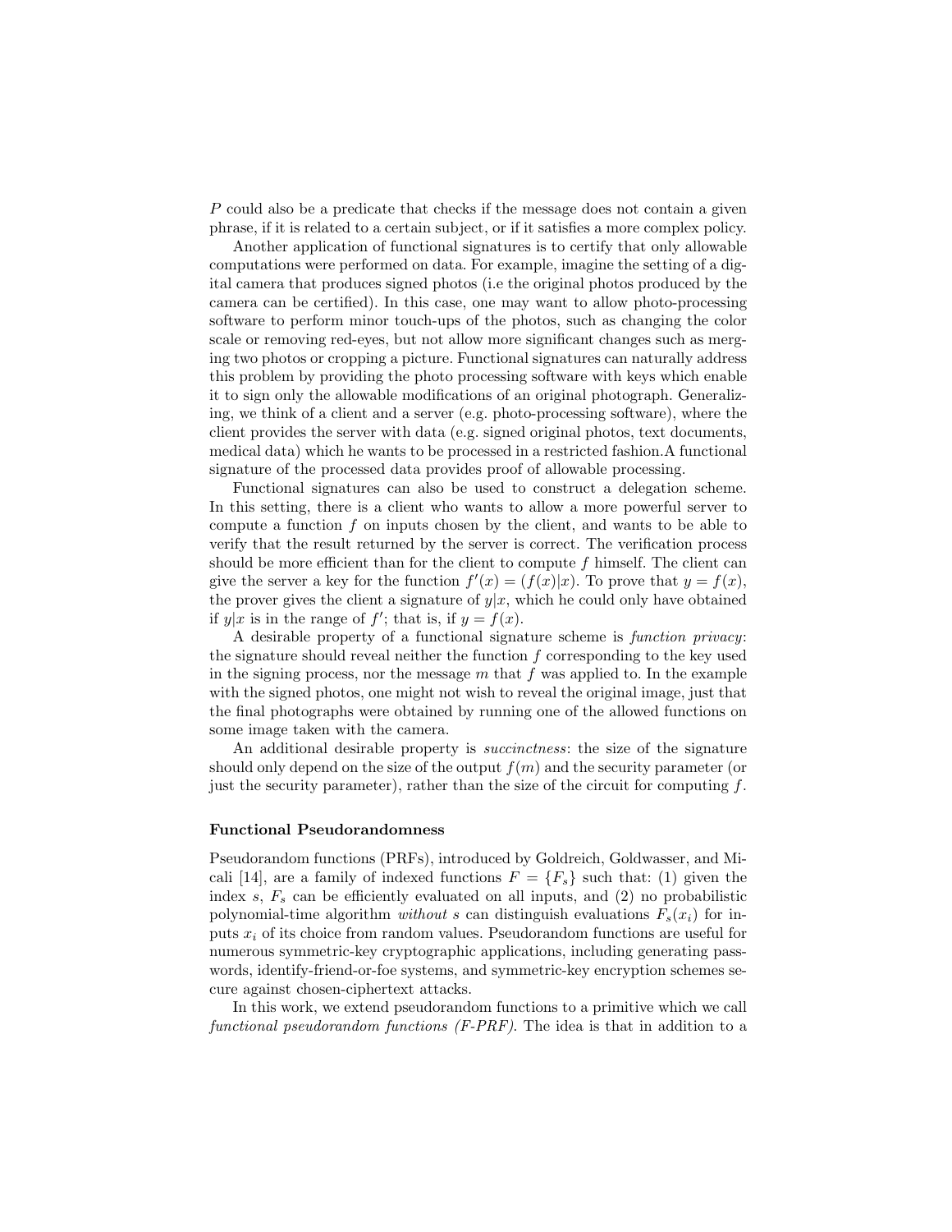$P$ could also be a predicate that checks if the message does not contain a given phrase, if it is related to a certain subject, or if it satisfies a more complex policy.

Another application of functional signatures is to certify that only allowable computations were performed on data. For example, imagine the setting of a digital camera that produces signed photos (i.e the original photos produced by the camera can be certified). In this case, one may want to allow photo-processing software to perform minor touch-ups of the photos, such as changing the color scale or removing red-eyes, but not allow more significant changes such as merging two photos or cropping a picture. Functional signatures can naturally address this problem by providing the photo processing software with keys which enable it to sign only the allowable modifications of an original photograph. Generalizing, we think of a client and a server (e.g. photo-processing software), where the client provides the server with data (e.g. signed original photos, text documents, medical data) which he wants to be processed in a restricted fashion.A functional signature of the processed data provides proof of allowable processing.

Functional signatures can also be used to construct a delegation scheme. In this setting, there is a client who wants to allow a more powerful server to compute a function $f$ on inputs chosen by the client, and wants to be able to verify that the result returned by the server is correct. The verification process should be more efficient than for the client to compute $f$ himself. The client can give the server a key for the function $f'(x) = (f(x)|x)$. To prove that $y = f(x)$, the prover gives the client a signature of $y|x$, which he could only have obtained if $y|x$ is in the range of $f'$; that is, if $y = f(x)$.

A desirable property of a functional signature scheme is *function privacy*: the signature should reveal neither the function $f$ corresponding to the key used in the signing process, nor the message $m$ that $f$ was applied to. In the example with the signed photos, one might not wish to reveal the original image, just that the final photographs were obtained by running one of the allowed functions on some image taken with the camera.

An additional desirable property is *succinctness*: the size of the signature should only depend on the size of the output $f(m)$ and the security parameter (or just the security parameter), rather than the size of the circuit for computing $f$.

**Functional Pseudorandomness**

Pseudorandom functions (PRFs), introduced by Goldreich, Goldwasser, and Micali [14], are a family of indexed functions $F = \{F_s\}$ such that: (1) given the index $s$, $F_s$ can be efficiently evaluated on all inputs, and (2) no probabilistic polynomial-time algorithm *without* $s$ can distinguish evaluations $F_s(x_i)$ for inputs $x_i$ of its choice from random values. Pseudorandom functions are useful for numerous symmetric-key cryptographic applications, including generating passwords, identify-friend-or-foe systems, and symmetric-key encryption schemes secure against chosen-ciphertext attacks.

In this work, we extend pseudorandom functions to a primitive which we call *functional pseudorandom functions (F-PRF)*. The idea is that in addition to a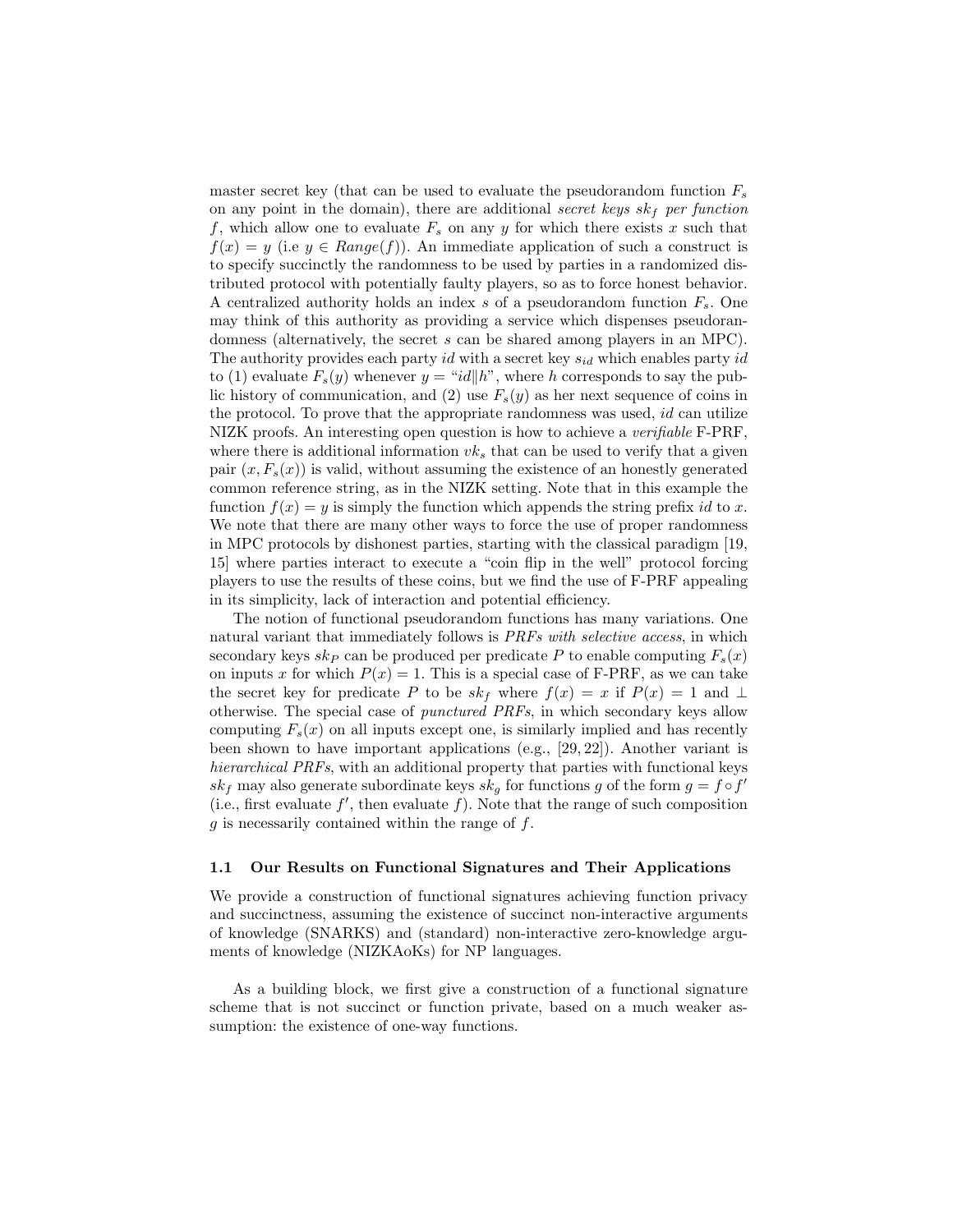master secret key (that can be used to evaluate the pseudorandom function $F_s$ on any point in the domain), there are additional *secret keys $sk_f$ per function* $f$, which allow one to evaluate $F_s$ on any $y$ for which there exists $x$ such that $f(x) = y$ (i.e $y \in \mathit{Range}(f)$). An immediate application of such a construct is to specify succinctly the randomness to be used by parties in a randomized distributed protocol with potentially faulty players, so as to force honest behavior. A centralized authority holds an index $s$ of a pseudorandom function $F_s$. One may think of this authority as providing a service which dispenses pseudorandomness (alternatively, the secret $s$ can be shared among players in an MPC). The authority provides each party $id$ with a secret key $s_{id}$ which enables party $id$ to (1) evaluate $F_s(y)$ whenever $y =$ "$id \| h$", where $h$ corresponds to say the public history of communication, and (2) use $F_s(y)$ as her next sequence of coins in the protocol. To prove that the appropriate randomness was used, $id$ can utilize NIZK proofs. An interesting open question is how to achieve a *verifiable* F-PRF, where there is additional information $vk_s$ that can be used to verify that a given pair $(x, F_s(x))$ is valid, without assuming the existence of an honestly generated common reference string, as in the NIZK setting. Note that in this example the function $f(x) = y$ is simply the function which appends the string prefix $id$ to $x$. We note that there are many other ways to force the use of proper randomness in MPC protocols by dishonest parties, starting with the classical paradigm [19, 15] where parties interact to execute a "coin flip in the well" protocol forcing players to use the results of these coins, but we find the use of F-PRF appealing in its simplicity, lack of interaction and potential efficiency.

The notion of functional pseudorandom functions has many variations. One natural variant that immediately follows is *PRFs with selective access*, in which secondary keys $sk_P$ can be produced per predicate $P$ to enable computing $F_s(x)$ on inputs $x$ for which $P(x) = 1$. This is a special case of F-PRF, as we can take the secret key for predicate $P$ to be $sk_f$ where $f(x) = x$ if $P(x) = 1$ and $\perp$ otherwise. The special case of *punctured PRFs*, in which secondary keys allow computing $F_s(x)$ on all inputs except one, is similarly implied and has recently been shown to have important applications (e.g., [29, 22]). Another variant is *hierarchical PRFs*, with an additional property that parties with functional keys $sk_f$ may also generate subordinate keys $sk_g$ for functions $g$ of the form $g = f \circ f'$ (i.e., first evaluate $f'$, then evaluate $f$). Note that the range of such composition $g$ is necessarily contained within the range of $f$.

### 1.1 Our Results on Functional Signatures and Their Applications

We provide a construction of functional signatures achieving function privacy and succinctness, assuming the existence of succinct non-interactive arguments of knowledge (SNARKS) and (standard) non-interactive zero-knowledge arguments of knowledge (NIZKAoKs) for NP languages.

As a building block, we first give a construction of a functional signature scheme that is not succinct or function private, based on a much weaker assumption: the existence of one-way functions.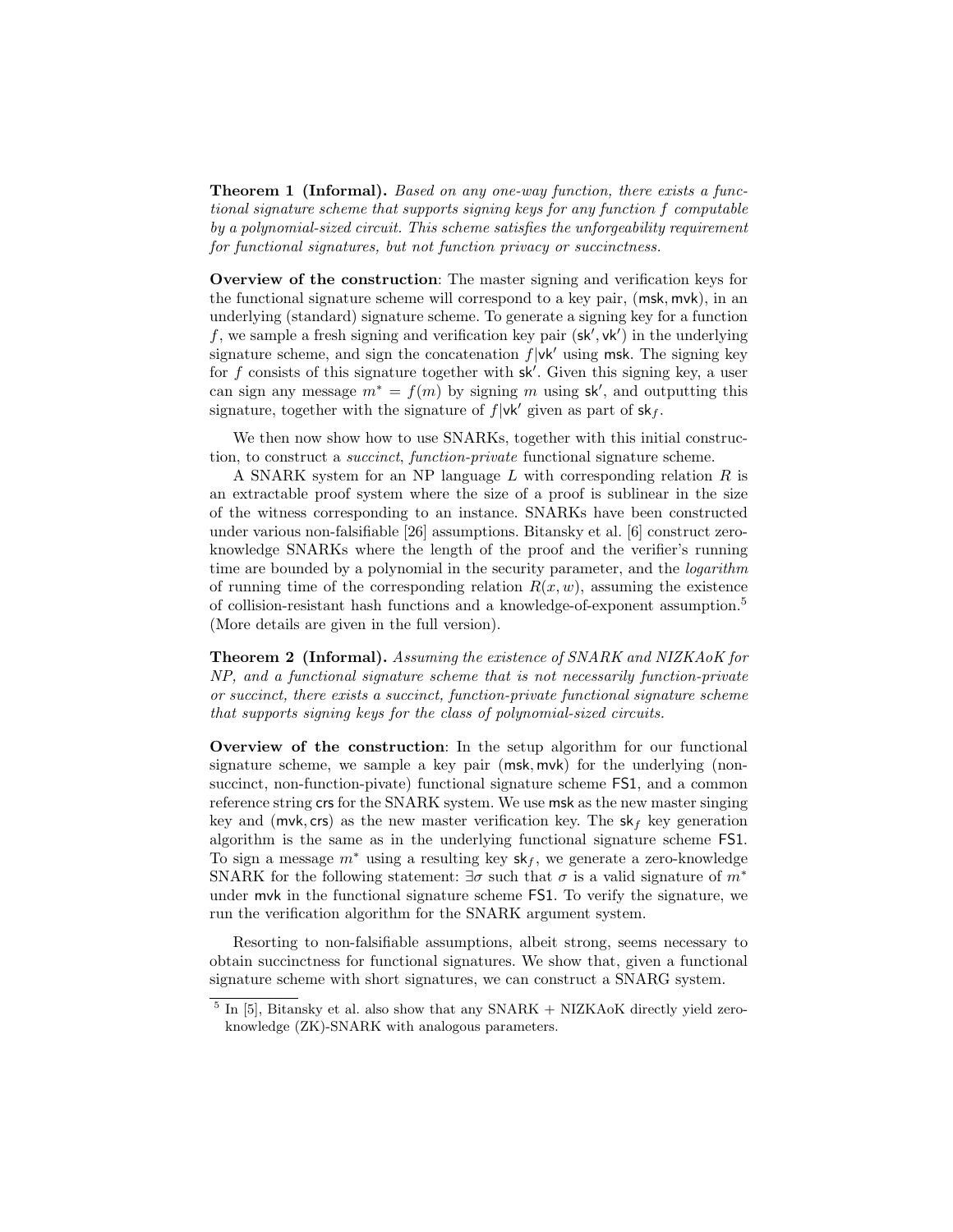**Theorem 1 (Informal).** *Based on any one-way function, there exists a functional signature scheme that supports signing keys for any function $f$ computable by a polynomial-sized circuit. This scheme satisfies the unforgeability requirement for functional signatures, but not function privacy or succinctness.*

**Overview of the construction**: The master signing and verification keys for the functional signature scheme will correspond to a key pair, $(\mathsf{msk}, \mathsf{mvk})$, in an underlying (standard) signature scheme. To generate a signing key for a function $f$, we sample a fresh signing and verification key pair $(\mathsf{sk}', \mathsf{vk}')$ in the underlying signature scheme, and sign the concatenation $f|\mathsf{vk}'$ using $\mathsf{msk}$. The signing key for $f$ consists of this signature together with $\mathsf{sk}'$. Given this signing key, a user can sign any message $m^* = f(m)$ by signing $m$ using $\mathsf{sk}'$, and outputting this signature, together with the signature of $f|\mathsf{vk}'$ given as part of $\mathsf{sk}_f$.

We then now show how to use SNARKs, together with this initial construction, to construct a *succinct*, *function-private* functional signature scheme.

A SNARK system for an NP language $L$ with corresponding relation $R$ is an extractable proof system where the size of a proof is sublinear in the size of the witness corresponding to an instance. SNARKs have been constructed under various non-falsifiable [26] assumptions. Bitansky et al. [6] construct zero-knowledge SNARKs where the length of the proof and the verifier's running time are bounded by a polynomial in the security parameter, and the *logarithm* of running time of the corresponding relation $R(x, w)$, assuming the existence of collision-resistant hash functions and a knowledge-of-exponent assumption.[5] (More details are given in the full version).

**Theorem 2 (Informal).** *Assuming the existence of SNARK and NIZKAoK for NP, and a functional signature scheme that is not necessarily function-private or succinct, there exists a succinct, function-private functional signature scheme that supports signing keys for the class of polynomial-sized circuits.*

**Overview of the construction**: In the setup algorithm for our functional signature scheme, we sample a key pair $(\mathsf{msk}, \mathsf{mvk})$ for the underlying (non-succinct, non-function-pivate) functional signature scheme $\mathsf{FS1}$, and a common reference string $\mathsf{crs}$ for the SNARK system. We use $\mathsf{msk}$ as the new master singing key and $(\mathsf{mvk}, \mathsf{crs})$ as the new master verification key. The $\mathsf{sk}_f$ key generation algorithm is the same as in the underlying functional signature scheme $\mathsf{FS1}$. To sign a message $m^*$ using a resulting key $\mathsf{sk}_f$, we generate a zero-knowledge SNARK for the following statement: $\exists \sigma$ such that $\sigma$ is a valid signature of $m^*$ under $\mathsf{mvk}$ in the functional signature scheme $\mathsf{FS1}$. To verify the signature, we run the verification algorithm for the SNARK argument system.

Resorting to non-falsifiable assumptions, albeit strong, seems necessary to obtain succinctness for functional signatures. We show that, given a functional signature scheme with short signatures, we can construct a SNARG system.

---

[5] In [5], Bitansky et al. also show that any SNARK + NIZKAoK directly yield zero-knowledge (ZK)-SNARK with analogous parameters.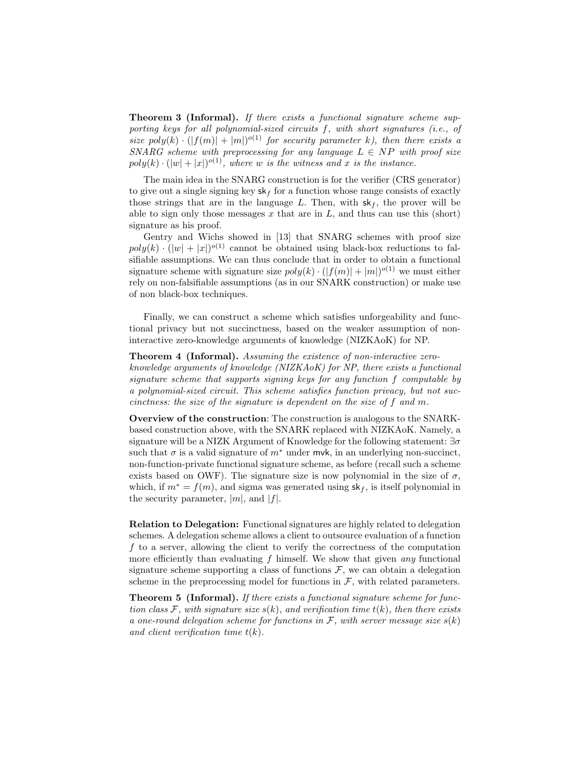**Theorem 3 (Informal).** *If there exists a functional signature scheme supporting keys for all polynomial-sized circuits $f$, with short signatures (i.e., of size $poly(k) \cdot (|f(m)| + |m|)^{o(1)}$ for security parameter $k$), then there exists a SNARG scheme with preprocessing for any language $L \in NP$ with proof size $poly(k) \cdot (|w| + |x|)^{o(1)}$, where $w$ is the witness and $x$ is the instance.*

The main idea in the SNARG construction is for the verifier (CRS generator) to give out a single signing key $\mathsf{sk}_f$ for a function whose range consists of exactly those strings that are in the language $L$. Then, with $\mathsf{sk}_f$, the prover will be able to sign only those messages $x$ that are in $L$, and thus can use this (short) signature as his proof.

Gentry and Wichs showed in [13] that SNARG schemes with proof size $poly(k) \cdot (|w| + |x|)^{o(1)}$ cannot be obtained using black-box reductions to falsifiable assumptions. We can thus conclude that in order to obtain a functional signature scheme with signature size $poly(k) \cdot (|f(m)| + |m|)^{o(1)}$ we must either rely on non-falsifiable assumptions (as in our SNARK construction) or make use of non black-box techniques.

Finally, we can construct a scheme which satisfies unforgeability and functional privacy but not succinctness, based on the weaker assumption of non-interactive zero-knowledge arguments of knowledge (NIZKAoK) for NP.

**Theorem 4 (Informal).** *Assuming the existence of non-interactive zero-knowledge arguments of knowledge (NIZKAoK) for NP, there exists a functional signature scheme that supports signing keys for any function $f$ computable by a polynomial-sized circuit. This scheme satisfies function privacy, but not succinctness: the size of the signature is dependent on the size of $f$ and $m$.*

**Overview of the construction**: The construction is analogous to the SNARK-based construction above, with the SNARK replaced with NIZKAoK. Namely, a signature will be a NIZK Argument of Knowledge for the following statement: $\exists \sigma$ such that $\sigma$ is a valid signature of $m^*$ under $\mathsf{mvk}$, in an underlying non-succinct, non-function-private functional signature scheme, as before (recall such a scheme exists based on OWF). The signature size is now polynomial in the size of $\sigma$, which, if $m^* = f(m)$, and sigma was generated using $\mathsf{sk}_f$, is itself polynomial in the security parameter, $|m|$, and $|f|$.

**Relation to Delegation:** Functional signatures are highly related to delegation schemes. A delegation scheme allows a client to outsource evaluation of a function $f$ to a server, allowing the client to verify the correctness of the computation more efficiently than evaluating $f$ himself. We show that given *any* functional signature scheme supporting a class of functions $\mathcal{F}$, we can obtain a delegation scheme in the preprocessing model for functions in $\mathcal{F}$, with related parameters.

**Theorem 5 (Informal).** *If there exists a functional signature scheme for function class $\mathcal{F}$, with signature size $s(k)$, and verification time $t(k)$, then there exists a one-round delegation scheme for functions in $\mathcal{F}$, with server message size $s(k)$ and client verification time $t(k)$.*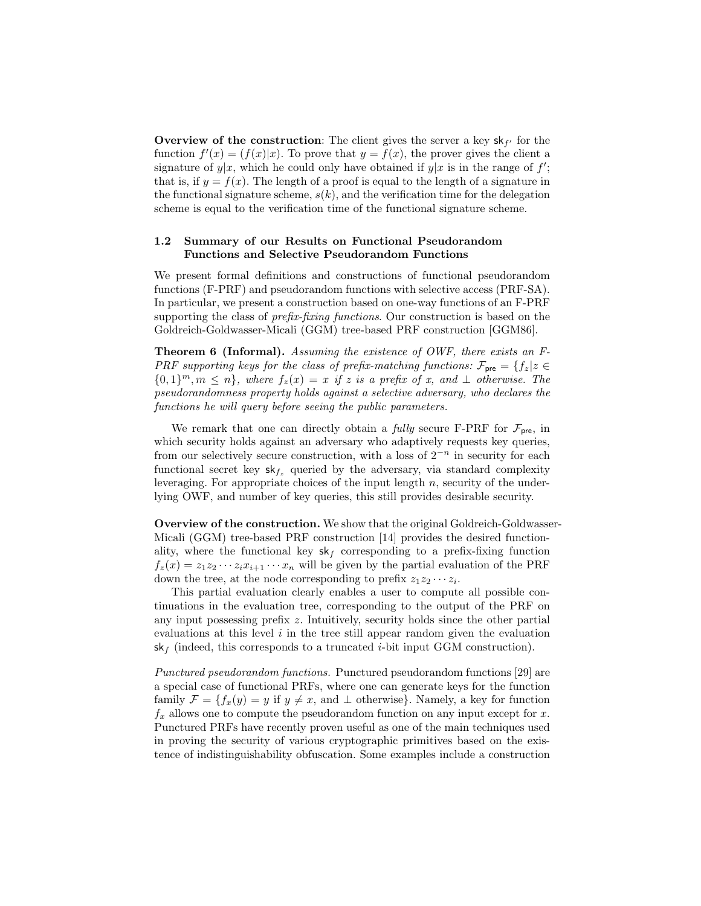**Overview of the construction**: The client gives the server a key $\mathsf{sk}_{f'}$ for the function $f'(x) = (f(x)|x)$. To prove that $y = f(x)$, the prover gives the client a signature of $y|x$, which he could only have obtained if $y|x$ is in the range of $f'$; that is, if $y = f(x)$. The length of a proof is equal to the length of a signature in the functional signature scheme, $s(k)$, and the verification time for the delegation scheme is equal to the verification time of the functional signature scheme.

### 1.2 Summary of our Results on Functional Pseudorandom Functions and Selective Pseudorandom Functions

We present formal definitions and constructions of functional pseudorandom functions (F-PRF) and pseudorandom functions with selective access (PRF-SA). In particular, we present a construction based on one-way functions of an F-PRF supporting the class of *prefix-fixing functions*. Our construction is based on the Goldreich-Goldwasser-Micali (GGM) tree-based PRF construction [GGM86].

**Theorem 6 (Informal).** *Assuming the existence of OWF, there exists an F-PRF supporting keys for the class of prefix-matching functions: $\mathcal{F}_{\mathsf{pre}} = \{f_z | z \in \{0,1\}^m, m \leq n\}$, where $f_z(x) = x$ if $z$ is a prefix of $x$, and $\perp$ otherwise. The pseudorandomness property holds against a selective adversary, who declares the functions he will query before seeing the public parameters.*

We remark that one can directly obtain a *fully* secure F-PRF for $\mathcal{F}_{\mathsf{pre}}$, in which security holds against an adversary who adaptively requests key queries, from our selectively secure construction, with a loss of $2^{-n}$ in security for each functional secret key $\mathsf{sk}_{f_z}$ queried by the adversary, via standard complexity leveraging. For appropriate choices of the input length $n$, security of the underlying OWF, and number of key queries, this still provides desirable security.

**Overview of the construction.** We show that the original Goldreich-Goldwasser-Micali (GGM) tree-based PRF construction [14] provides the desired functionality, where the functional key $\mathsf{sk}_f$ corresponding to a prefix-fixing function $f_z(x) = z_1 z_2 \cdots z_i x_{i+1} \cdots x_n$ will be given by the partial evaluation of the PRF down the tree, at the node corresponding to prefix $z_1 z_2 \cdots z_i$.

This partial evaluation clearly enables a user to compute all possible continuations in the evaluation tree, corresponding to the output of the PRF on any input possessing prefix $z$. Intuitively, security holds since the other partial evaluations at this level $i$ in the tree still appear random given the evaluation $\mathsf{sk}_f$ (indeed, this corresponds to a truncated $i$-bit input GGM construction).

*Punctured pseudorandom functions.* Punctured pseudorandom functions [29] are a special case of functional PRFs, where one can generate keys for the function family $\mathcal{F} = \{f_x(y) = y \text{ if } y \neq x, \text{ and } \perp \text{ otherwise}\}$. Namely, a key for function $f_x$ allows one to compute the pseudorandom function on any input except for $x$. Punctured PRFs have recently proven useful as one of the main techniques used in proving the security of various cryptographic primitives based on the existence of indistinguishability obfuscation. Some examples include a construction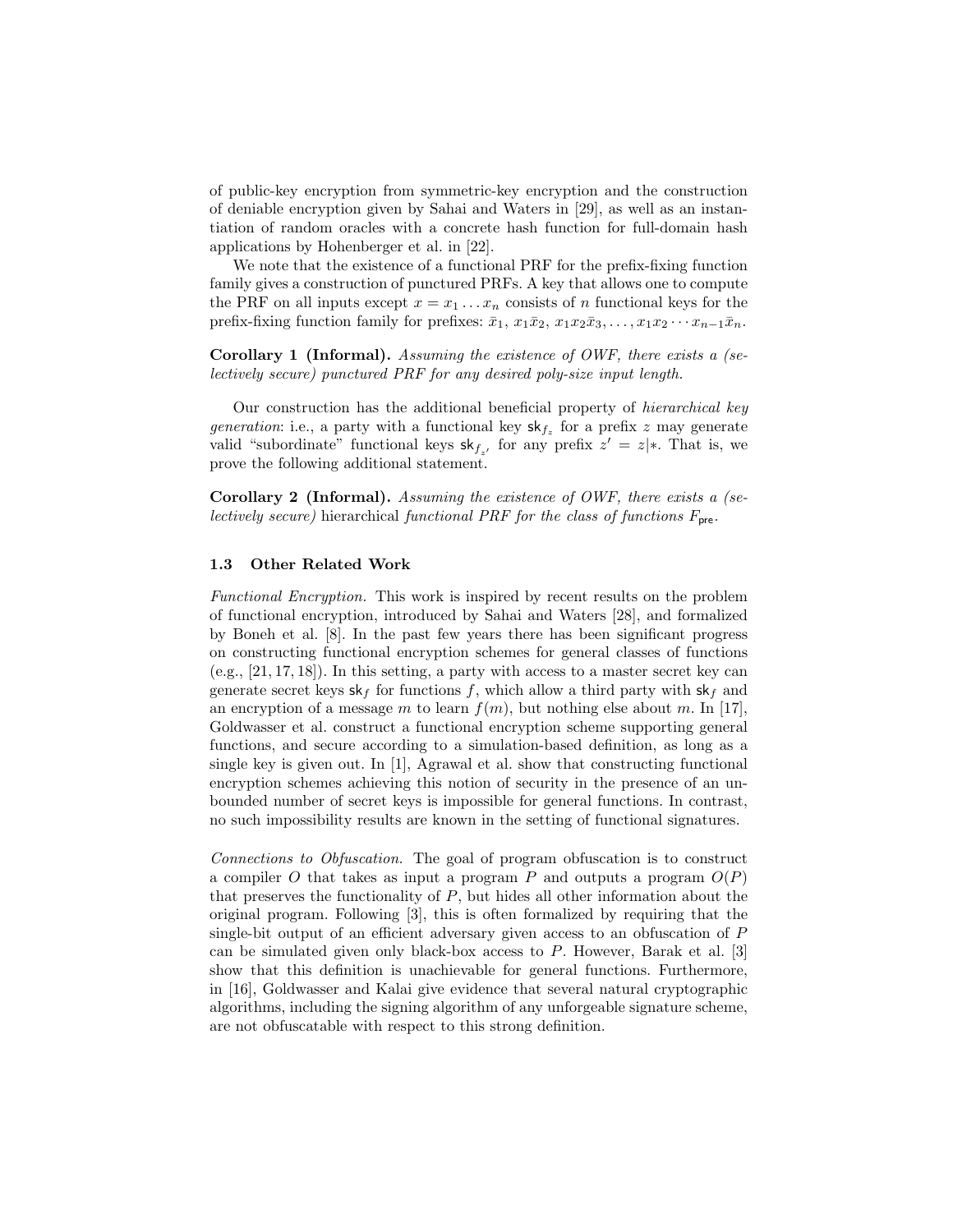of public-key encryption from symmetric-key encryption and the construction of deniable encryption given by Sahai and Waters in [29], as well as an instantiation of random oracles with a concrete hash function for full-domain hash applications by Hohenberger et al. in [22].

We note that the existence of a functional PRF for the prefix-fixing function family gives a construction of punctured PRFs. A key that allows one to compute the PRF on all inputs except $x = x_1 \ldots x_n$ consists of $n$ functional keys for the prefix-fixing function family for prefixes: $\bar{x}_1$, $x_1\bar{x}_2$, $x_1x_2\bar{x}_3, \ldots, x_1x_2 \cdots x_{n-1}\bar{x}_n$.

**Corollary 1 (Informal).** *Assuming the existence of OWF, there exists a (selectively secure) punctured PRF for any desired poly-size input length.*

Our construction has the additional beneficial property of *hierarchical key generation*: i.e., a party with a functional key $\mathsf{sk}_{f_z}$ for a prefix $z$ may generate valid "subordinate" functional keys $\mathsf{sk}_{f_{z'}}$ for any prefix $z' = z|*$. That is, we prove the following additional statement.

**Corollary 2 (Informal).** *Assuming the existence of OWF, there exists a (selectively secure)* hierarchical *functional PRF for the class of functions $F_{\mathsf{pre}}$.*

### 1.3 Other Related Work

*Functional Encryption.* This work is inspired by recent results on the problem of functional encryption, introduced by Sahai and Waters [28], and formalized by Boneh et al. [8]. In the past few years there has been significant progress on constructing functional encryption schemes for general classes of functions (e.g., [21, 17, 18]). In this setting, a party with access to a master secret key can generate secret keys $\mathsf{sk}_f$ for functions $f$, which allow a third party with $\mathsf{sk}_f$ and an encryption of a message $m$ to learn $f(m)$, but nothing else about $m$. In [17], Goldwasser et al. construct a functional encryption scheme supporting general functions, and secure according to a simulation-based definition, as long as a single key is given out. In [1], Agrawal et al. show that constructing functional encryption schemes achieving this notion of security in the presence of an unbounded number of secret keys is impossible for general functions. In contrast, no such impossibility results are known in the setting of functional signatures.

*Connections to Obfuscation.* The goal of program obfuscation is to construct a compiler $O$ that takes as input a program $P$ and outputs a program $O(P)$ that preserves the functionality of $P$, but hides all other information about the original program. Following [3], this is often formalized by requiring that the single-bit output of an efficient adversary given access to an obfuscation of $P$ can be simulated given only black-box access to $P$. However, Barak et al. [3] show that this definition is unachievable for general functions. Furthermore, in [16], Goldwasser and Kalai give evidence that several natural cryptographic algorithms, including the signing algorithm of any unforgeable signature scheme, are not obfuscatable with respect to this strong definition.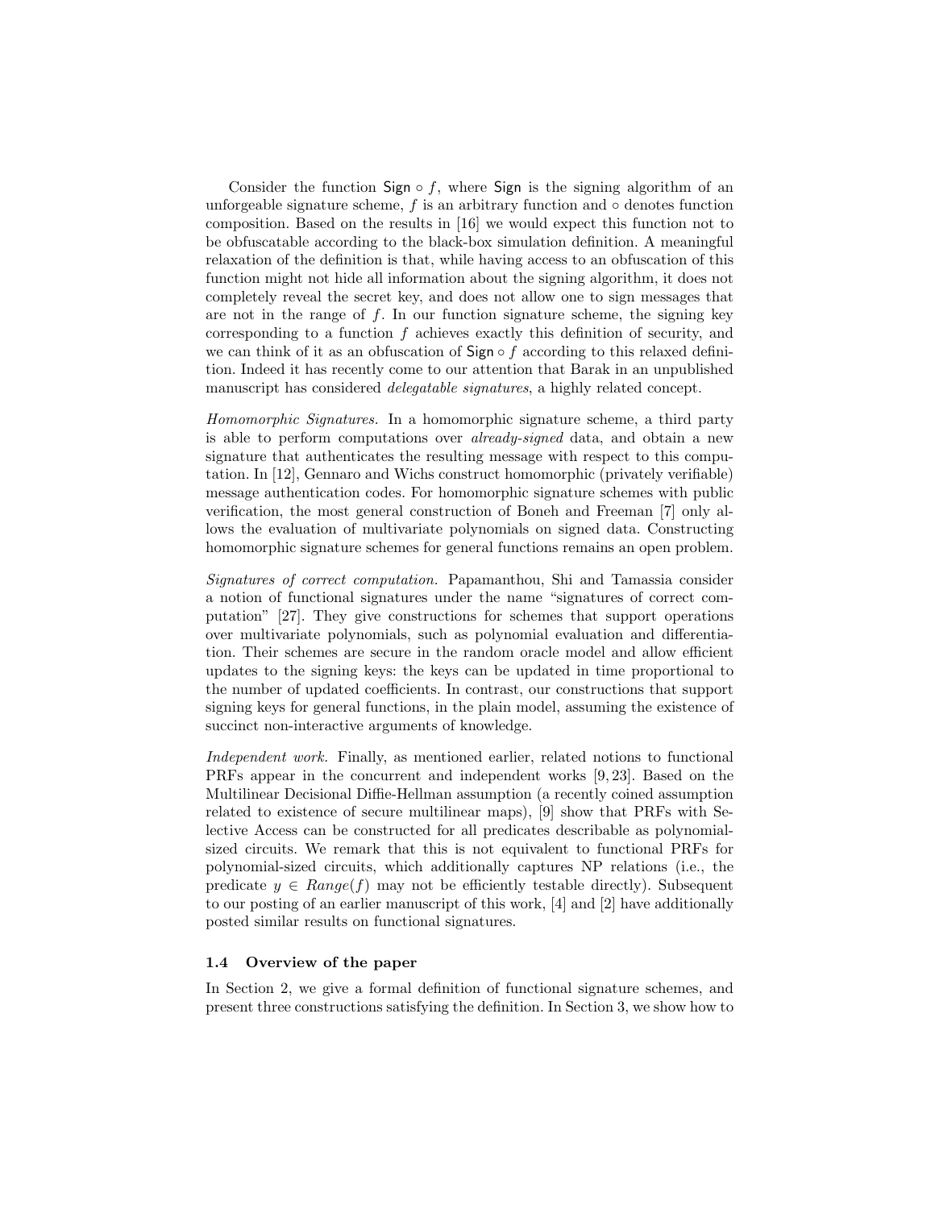Consider the function $\mathsf{Sign} \circ f$, where $\mathsf{Sign}$ is the signing algorithm of an unforgeable signature scheme, $f$ is an arbitrary function and $\circ$ denotes function composition. Based on the results in [16] we would expect this function not to be obfuscatable according to the black-box simulation definition. A meaningful relaxation of the definition is that, while having access to an obfuscation of this function might not hide all information about the signing algorithm, it does not completely reveal the secret key, and does not allow one to sign messages that are not in the range of $f$. In our function signature scheme, the signing key corresponding to a function $f$ achieves exactly this definition of security, and we can think of it as an obfuscation of $\mathsf{Sign} \circ f$ according to this relaxed definition. Indeed it has recently come to our attention that Barak in an unpublished manuscript has considered *delegatable signatures*, a highly related concept.

*Homomorphic Signatures.* In a homomorphic signature scheme, a third party is able to perform computations over *already-signed* data, and obtain a new signature that authenticates the resulting message with respect to this computation. In [12], Gennaro and Wichs construct homomorphic (privately verifiable) message authentication codes. For homomorphic signature schemes with public verification, the most general construction of Boneh and Freeman [7] only allows the evaluation of multivariate polynomials on signed data. Constructing homomorphic signature schemes for general functions remains an open problem.

*Signatures of correct computation.* Papamanthou, Shi and Tamassia consider a notion of functional signatures under the name "signatures of correct computation" [27]. They give constructions for schemes that support operations over multivariate polynomials, such as polynomial evaluation and differentiation. Their schemes are secure in the random oracle model and allow efficient updates to the signing keys: the keys can be updated in time proportional to the number of updated coefficients. In contrast, our constructions that support signing keys for general functions, in the plain model, assuming the existence of succinct non-interactive arguments of knowledge.

*Independent work.* Finally, as mentioned earlier, related notions to functional PRFs appear in the concurrent and independent works [9, 23]. Based on the Multilinear Decisional Diffie-Hellman assumption (a recently coined assumption related to existence of secure multilinear maps), [9] show that PRFs with Selective Access can be constructed for all predicates describable as polynomial-sized circuits. We remark that this is not equivalent to functional PRFs for polynomial-sized circuits, which additionally captures NP relations (i.e., the predicate $y \in Range(f)$ may not be efficiently testable directly). Subsequent to our posting of an earlier manuscript of this work, [4] and [2] have additionally posted similar results on functional signatures.

### 1.4 Overview of the paper

In Section 2, we give a formal definition of functional signature schemes, and present three constructions satisfying the definition. In Section 3, we show how to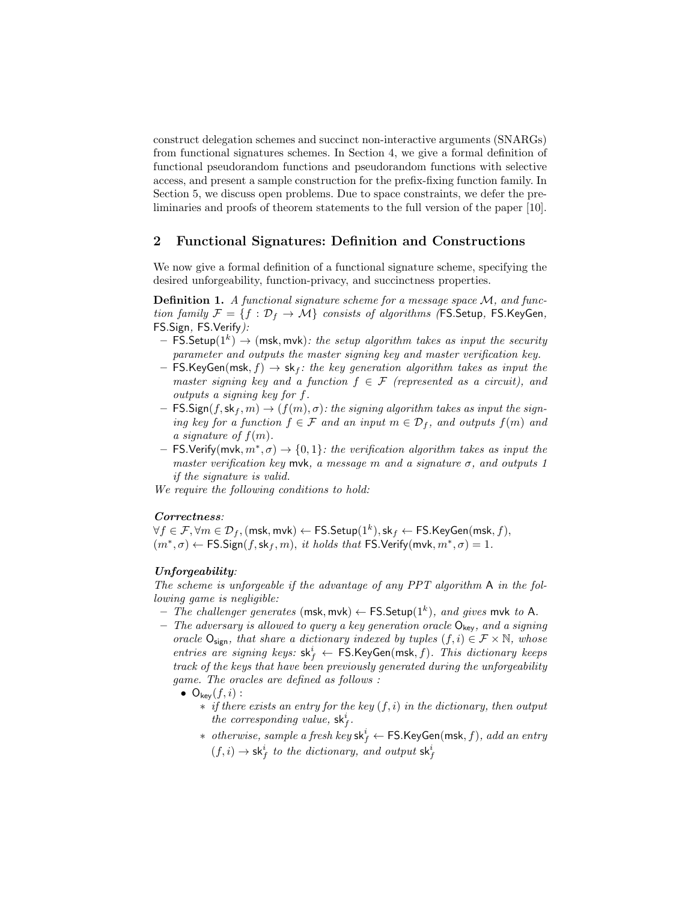construct delegation schemes and succinct non-interactive arguments (SNARGs) from functional signatures schemes. In Section 4, we give a formal definition of functional pseudorandom functions and pseudorandom functions with selective access, and present a sample construction for the prefix-fixing function family. In Section 5, we discuss open problems. Due to space constraints, we defer the preliminaries and proofs of theorem statements to the full version of the paper [10].

## 2 Functional Signatures: Definition and Constructions

We now give a formal definition of a functional signature scheme, specifying the desired unforgeability, function-privacy, and succinctness properties.

**Definition 1.** *A functional signature scheme for a message space $\mathcal{M}$, and function family $\mathcal{F} = \{f : \mathcal{D}_f \to \mathcal{M}\}$ consists of algorithms ($\mathsf{FS.Setup}$, $\mathsf{FS.KeyGen}$, $\mathsf{FS.Sign}$, $\mathsf{FS.Verify}$):*

- $\mathsf{FS.Setup}(1^k) \to (\mathsf{msk}, \mathsf{mvk})$*: the setup algorithm takes as input the security parameter and outputs the master signing key and master verification key.*
- $\mathsf{FS.KeyGen}(\mathsf{msk}, f) \to \mathsf{sk}_f$*: the key generation algorithm takes as input the master signing key and a function $f \in \mathcal{F}$ (represented as a circuit), and outputs a signing key for $f$.*
- $\mathsf{FS.Sign}(f, \mathsf{sk}_f, m) \to (f(m), \sigma)$*: the signing algorithm takes as input the signing key for a function $f \in \mathcal{F}$ and an input $m \in \mathcal{D}_f$, and outputs $f(m)$ and a signature of $f(m)$.*
- $\mathsf{FS.Verify}(\mathsf{mvk}, m^*, \sigma) \to \{0, 1\}$*: the verification algorithm takes as input the master verification key $\mathsf{mvk}$, a message $m$ and a signature $\sigma$, and outputs 1 if the signature is valid.*

*We require the following conditions to hold:*

***Correctness**:*
$\forall f \in \mathcal{F}, \forall m \in \mathcal{D}_f, (\mathsf{msk}, \mathsf{mvk}) \leftarrow \mathsf{FS.Setup}(1^k), \mathsf{sk}_f \leftarrow \mathsf{FS.KeyGen}(\mathsf{msk}, f)$,
$(m^*, \sigma) \leftarrow \mathsf{FS.Sign}(f, \mathsf{sk}_f, m)$, *it holds that* $\mathsf{FS.Verify}(\mathsf{mvk}, m^*, \sigma) = 1$.

***Unforgeability**:*
*The scheme is unforgeable if the advantage of any PPT algorithm $\mathsf{A}$ in the following game is negligible:*

- *The challenger generates $(\mathsf{msk}, \mathsf{mvk}) \leftarrow \mathsf{FS.Setup}(1^k)$, and gives $\mathsf{mvk}$ to $\mathsf{A}$.*
- *The adversary is allowed to query a key generation oracle $\mathsf{O}_{\mathsf{key}}$, and a signing oracle $\mathsf{O}_{\mathsf{sign}}$, that share a dictionary indexed by tuples $(f, i) \in \mathcal{F} \times \mathbb{N}$, whose entries are signing keys: $\mathsf{sk}_f^i \leftarrow \mathsf{FS.KeyGen}(\mathsf{msk}, f)$. This dictionary keeps track of the keys that have been previously generated during the unforgeability game. The oracles are defined as follows :*
  - $\mathsf{O}_{\mathsf{key}}(f, i)$ :
    - *if there exists an entry for the key $(f, i)$ in the dictionary, then output the corresponding value, $\mathsf{sk}_f^i$.*
    - *otherwise, sample a fresh key $\mathsf{sk}_f^i \leftarrow \mathsf{FS.KeyGen}(\mathsf{msk}, f)$, add an entry $(f, i) \to \mathsf{sk}_f^i$ to the dictionary, and output $\mathsf{sk}_f^i$*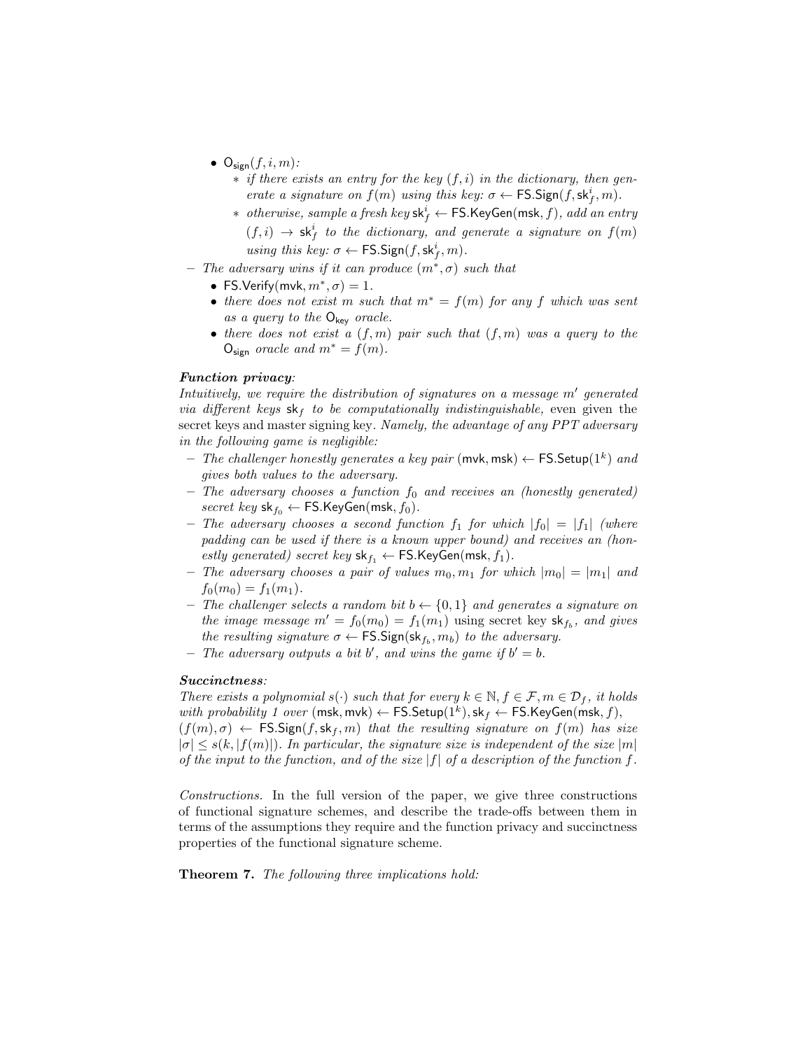- $\mathsf{O}_{\mathsf{sign}}(f, i, m)$:
  - ∗ *if there exists an entry for the key $(f, i)$ in the dictionary, then generate a signature on $f(m)$ using this key: $\sigma \leftarrow \mathsf{FS.Sign}(f, \mathsf{sk}_f^i, m)$.*
  - ∗ *otherwise, sample a fresh key $\mathsf{sk}_f^i \leftarrow \mathsf{FS.KeyGen}(\mathsf{msk}, f)$, add an entry $(f, i) \rightarrow \mathsf{sk}_f^i$ to the dictionary, and generate a signature on $f(m)$ using this key: $\sigma \leftarrow \mathsf{FS.Sign}(f, \mathsf{sk}_f^i, m)$.*

– *The adversary wins if it can produce $(m^*, \sigma)$ such that*
  - $\mathsf{FS.Verify}(\mathsf{mvk}, m^*, \sigma) = 1$.
  - *there does not exist $m$ such that $m^* = f(m)$ for any $f$ which was sent as a query to the $\mathsf{O}_{\mathsf{key}}$ oracle.*
  - *there does not exist a $(f, m)$ pair such that $(f, m)$ was a query to the $\mathsf{O}_{\mathsf{sign}}$ oracle and $m^* = f(m)$.*

***Function privacy**:*
*Intuitively, we require the distribution of signatures on a message $m'$ generated via different keys $\mathsf{sk}_f$ to be computationally indistinguishable,* even given the secret keys and master signing key. *Namely, the advantage of any PPT adversary in the following game is negligible:*

– *The challenger honestly generates a key pair $(\mathsf{mvk}, \mathsf{msk}) \leftarrow \mathsf{FS.Setup}(1^k)$ and gives both values to the adversary.*
– *The adversary chooses a function $f_0$ and receives an (honestly generated) secret key $\mathsf{sk}_{f_0} \leftarrow \mathsf{FS.KeyGen}(\mathsf{msk}, f_0)$.*
– *The adversary chooses a second function $f_1$ for which $|f_0| = |f_1|$ (where padding can be used if there is a known upper bound) and receives an (honestly generated) secret key $\mathsf{sk}_{f_1} \leftarrow \mathsf{FS.KeyGen}(\mathsf{msk}, f_1)$.*
– *The adversary chooses a pair of values $m_0, m_1$ for which $|m_0| = |m_1|$ and $f_0(m_0) = f_1(m_1)$.*
– *The challenger selects a random bit $b \leftarrow \{0, 1\}$ and generates a signature on the image message $m' = f_0(m_0) = f_1(m_1)$* using secret key $\mathsf{sk}_{f_b}$*, and gives the resulting signature $\sigma \leftarrow \mathsf{FS.Sign}(\mathsf{sk}_{f_b}, m_b)$ to the adversary.*
– *The adversary outputs a bit $b'$, and wins the game if $b' = b$.*

***Succinctness**:*
*There exists a polynomial $s(\cdot)$ such that for every $k \in \mathbb{N}, f \in \mathcal{F}, m \in \mathcal{D}_f$, it holds with probability 1 over $(\mathsf{msk}, \mathsf{mvk}) \leftarrow \mathsf{FS.Setup}(1^k), \mathsf{sk}_f \leftarrow \mathsf{FS.KeyGen}(\mathsf{msk}, f)$, $(f(m), \sigma) \leftarrow \mathsf{FS.Sign}(f, \mathsf{sk}_f, m)$ that the resulting signature on $f(m)$ has size $|\sigma| \leq s(k, |f(m)|)$. In particular, the signature size is independent of the size $|m|$ of the input to the function, and of the size $|f|$ of a description of the function $f$.*

*Constructions.* In the full version of the paper, we give three constructions of functional signature schemes, and describe the trade-offs between them in terms of the assumptions they require and the function privacy and succinctness properties of the functional signature scheme.

**Theorem 7.** *The following three implications hold:*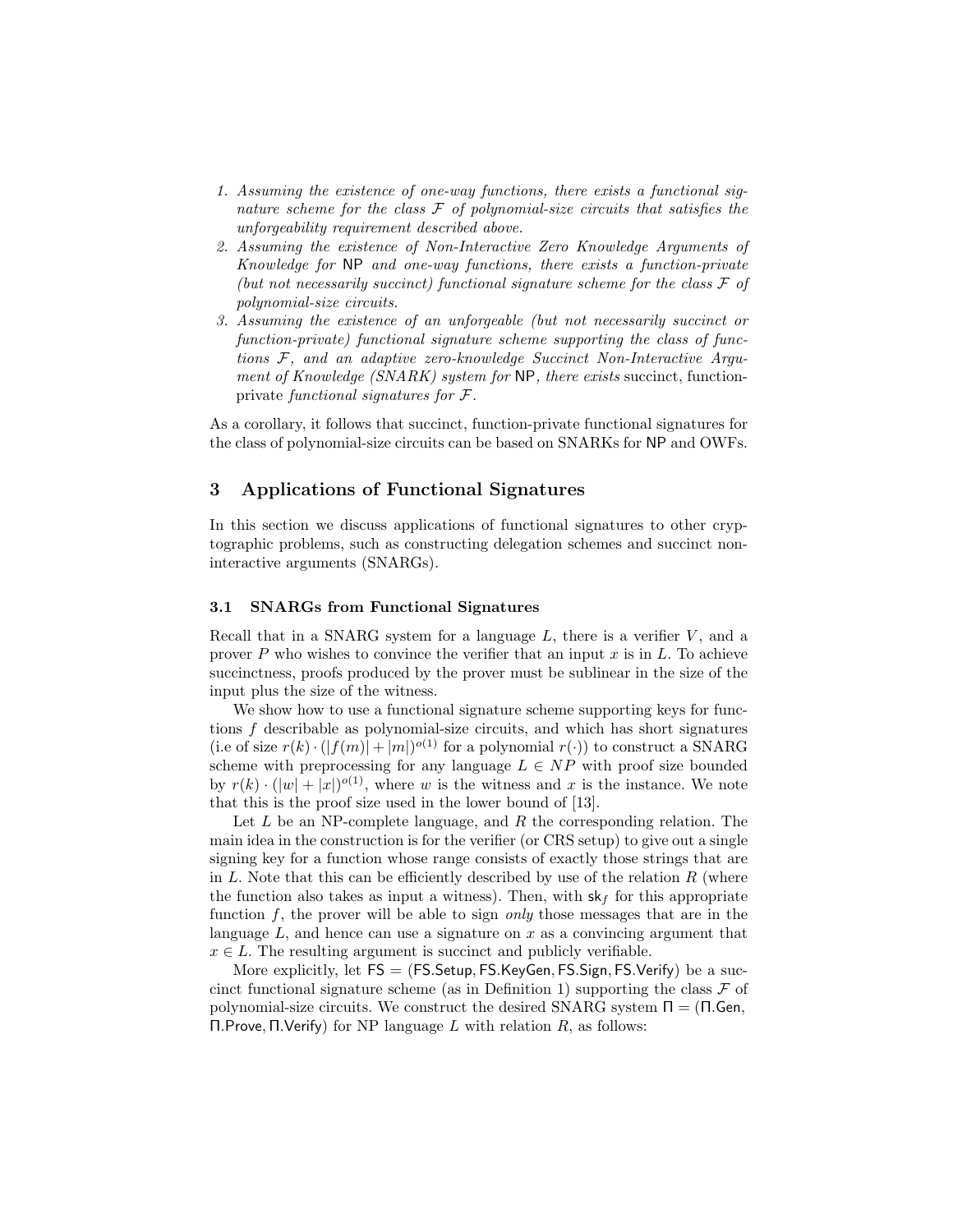1. *Assuming the existence of one-way functions, there exists a functional signature scheme for the class $\mathcal{F}$ of polynomial-size circuits that satisfies the unforgeability requirement described above.*
2. *Assuming the existence of Non-Interactive Zero Knowledge Arguments of Knowledge for* NP *and one-way functions, there exists a function-private (but not necessarily succinct) functional signature scheme for the class $\mathcal{F}$ of polynomial-size circuits.*
3. *Assuming the existence of an unforgeable (but not necessarily succinct or function-private) functional signature scheme supporting the class of functions $\mathcal{F}$, and an adaptive zero-knowledge Succinct Non-Interactive Argument of Knowledge (SNARK) system for* NP, *there exists* succinct, function-private *functional signatures for $\mathcal{F}$.*

As a corollary, it follows that succinct, function-private functional signatures for the class of polynomial-size circuits can be based on SNARKs for NP and OWFs.

## 3 Applications of Functional Signatures

In this section we discuss applications of functional signatures to other cryptographic problems, such as constructing delegation schemes and succinct non-interactive arguments (SNARGs).

### 3.1 SNARGs from Functional Signatures

Recall that in a SNARG system for a language $L$, there is a verifier $V$, and a prover $P$ who wishes to convince the verifier that an input $x$ is in $L$. To achieve succinctness, proofs produced by the prover must be sublinear in the size of the input plus the size of the witness.

We show how to use a functional signature scheme supporting keys for functions $f$ describable as polynomial-size circuits, and which has short signatures (i.e of size $r(k) \cdot (|f(m)| + |m|)^{o(1)}$ for a polynomial $r(\cdot)$) to construct a SNARG scheme with preprocessing for any language $L \in NP$ with proof size bounded by $r(k) \cdot (|w| + |x|)^{o(1)}$, where $w$ is the witness and $x$ is the instance. We note that this is the proof size used in the lower bound of [13].

Let $L$ be an NP-complete language, and $R$ the corresponding relation. The main idea in the construction is for the verifier (or CRS setup) to give out a single signing key for a function whose range consists of exactly those strings that are in $L$. Note that this can be efficiently described by use of the relation $R$ (where the function also takes as input a witness). Then, with $\mathsf{sk}_f$ for this appropriate function $f$, the prover will be able to sign *only* those messages that are in the language $L$, and hence can use a signature on $x$ as a convincing argument that $x \in L$. The resulting argument is succinct and publicly verifiable.

More explicitly, let $\mathsf{FS} = (\mathsf{FS.Setup}, \mathsf{FS.KeyGen}, \mathsf{FS.Sign}, \mathsf{FS.Verify})$ be a succinct functional signature scheme (as in Definition 1) supporting the class $\mathcal{F}$ of polynomial-size circuits. We construct the desired SNARG system $\Pi = (\Pi.\mathsf{Gen}, \Pi.\mathsf{Prove}, \Pi.\mathsf{Verify})$ for NP language $L$ with relation $R$, as follows: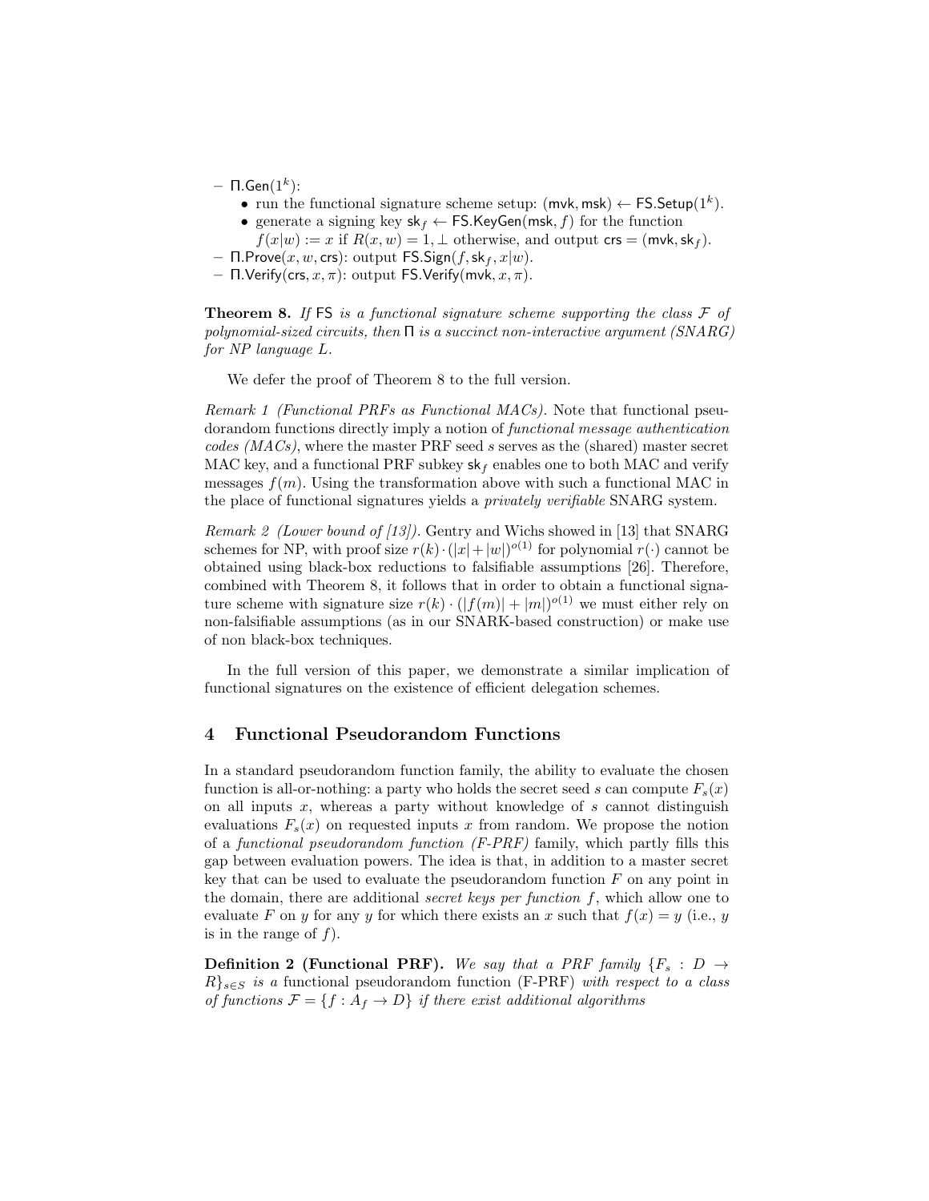- $\Pi.\mathsf{Gen}(1^k)$:
  - run the functional signature scheme setup: $(\mathsf{mvk}, \mathsf{msk}) \leftarrow \mathsf{FS.Setup}(1^k)$.
  - generate a signing key $\mathsf{sk}_f \leftarrow \mathsf{FS.KeyGen}(\mathsf{msk}, f)$ for the function $f(x|w) := x$ if $R(x, w) = 1, \perp$ otherwise, and output $\mathsf{crs} = (\mathsf{mvk}, \mathsf{sk}_f)$.
- $\Pi.\mathsf{Prove}(x, w, \mathsf{crs})$: output $\mathsf{FS.Sign}(f, \mathsf{sk}_f, x|w)$.
- $\Pi.\mathsf{Verify}(\mathsf{crs}, x, \pi)$: output $\mathsf{FS.Verify}(\mathsf{mvk}, x, \pi)$.

**Theorem 8.** *If* FS *is a functional signature scheme supporting the class $\mathcal{F}$ of polynomial-sized circuits, then* $\Pi$ *is a succinct non-interactive argument (SNARG) for NP language $L$.*

We defer the proof of Theorem 8 to the full version.

*Remark 1 (Functional PRFs as Functional MACs).* Note that functional pseudorandom functions directly imply a notion of *functional message authentication codes (MACs)*, where the master PRF seed $s$ serves as the (shared) master secret MAC key, and a functional PRF subkey $\mathsf{sk}_f$ enables one to both MAC and verify messages $f(m)$. Using the transformation above with such a functional MAC in the place of functional signatures yields a *privately verifiable* SNARG system.

*Remark 2 (Lower bound of [13]).* Gentry and Wichs showed in [13] that SNARG schemes for NP, with proof size $r(k) \cdot (|x| + |w|)^{o(1)}$ for polynomial $r(\cdot)$ cannot be obtained using black-box reductions to falsifiable assumptions [26]. Therefore, combined with Theorem 8, it follows that in order to obtain a functional signature scheme with signature size $r(k) \cdot (|f(m)| + |m|)^{o(1)}$ we must either rely on non-falsifiable assumptions (as in our SNARK-based construction) or make use of non black-box techniques.

In the full version of this paper, we demonstrate a similar implication of functional signatures on the existence of efficient delegation schemes.

## 4 Functional Pseudorandom Functions

In a standard pseudorandom function family, the ability to evaluate the chosen function is all-or-nothing: a party who holds the secret seed $s$ can compute $F_s(x)$ on all inputs $x$, whereas a party without knowledge of $s$ cannot distinguish evaluations $F_s(x)$ on requested inputs $x$ from random. We propose the notion of a *functional pseudorandom function (F-PRF)* family, which partly fills this gap between evaluation powers. The idea is that, in addition to a master secret key that can be used to evaluate the pseudorandom function $F$ on any point in the domain, there are additional *secret keys per function* $f$, which allow one to evaluate $F$ on $y$ for any $y$ for which there exists an $x$ such that $f(x) = y$ (i.e., $y$ is in the range of $f$).

**Definition 2 (Functional PRF).** *We say that a PRF family $\{F_s : D \rightarrow R\}_{s \in S}$ is a* functional pseudorandom function (F-PRF) *with respect to a class of functions $\mathcal{F} = \{f : A_f \rightarrow D\}$ if there exist additional algorithms*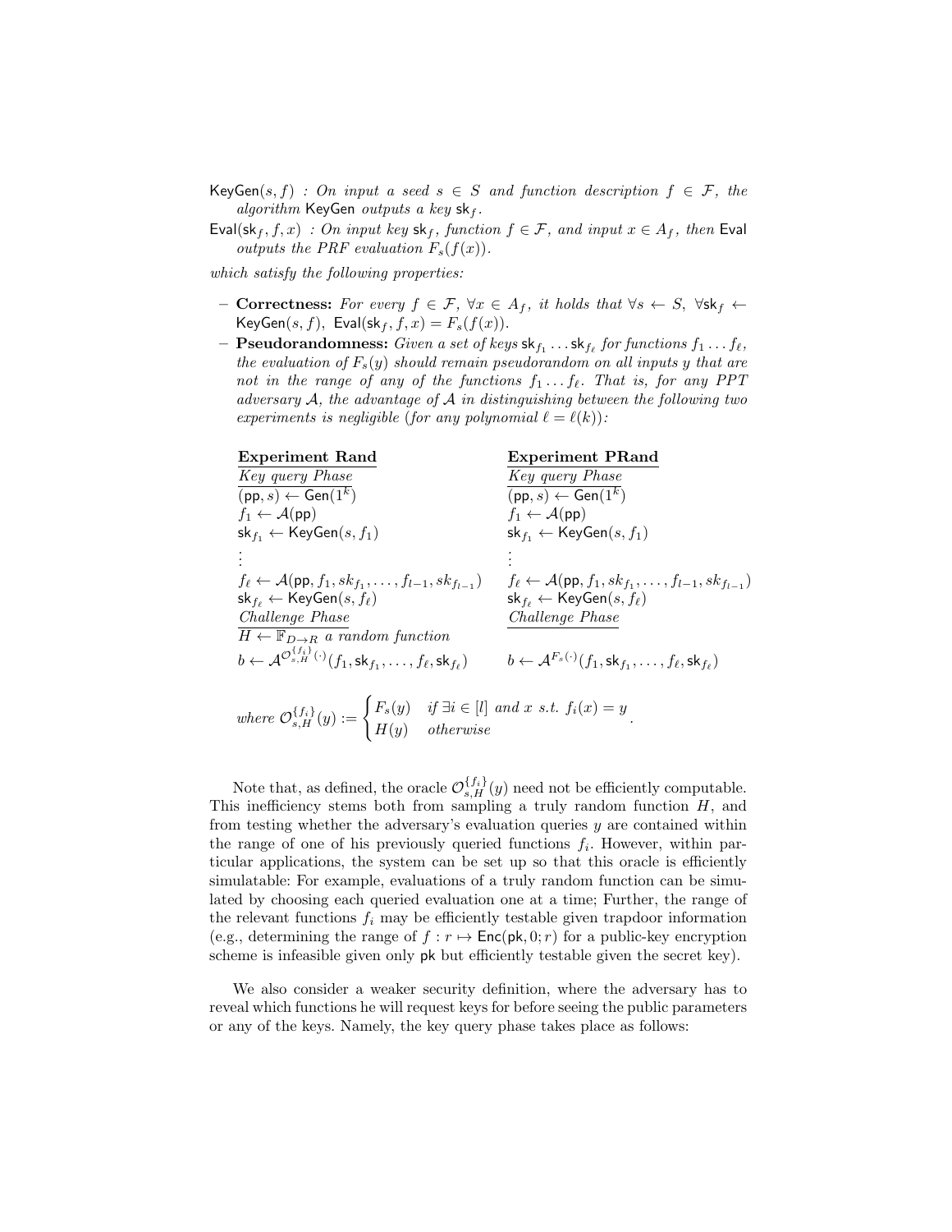$\mathsf{KeyGen}(s, f)$ : *On input a seed $s \in S$ and function description $f \in \mathcal{F}$, the algorithm* $\mathsf{KeyGen}$ *outputs a key* $\mathsf{sk}_f$.

$\mathsf{Eval}(\mathsf{sk}_f, f, x)$ : *On input key $\mathsf{sk}_f$, function $f \in \mathcal{F}$, and input $x \in A_f$, then* $\mathsf{Eval}$ *outputs the PRF evaluation $F_s(f(x))$.*

*which satisfy the following properties:*

- **Correctness:** *For every $f \in \mathcal{F}$, $\forall x \in A_f$, it holds that $\forall s \leftarrow S$, $\forall \mathsf{sk}_f \leftarrow \mathsf{KeyGen}(s, f)$, $\mathsf{Eval}(\mathsf{sk}_f, f, x) = F_s(f(x))$.*
- **Pseudorandomness:** *Given a set of keys $\mathsf{sk}_{f_1} \dots \mathsf{sk}_{f_\ell}$ for functions $f_1 \dots f_\ell$, the evaluation of $F_s(y)$ should remain pseudorandom on all inputs $y$ that are not in the range of any of the functions $f_1 \dots f_\ell$. That is, for any PPT adversary $\mathcal{A}$, the advantage of $\mathcal{A}$ in distinguishing between the following two experiments is negligible (for any polynomial $\ell = \ell(k)$):*

| **Experiment Rand** | **Experiment PRand** |
|---|---|
| *Key query Phase* | *Key query Phase* |
| $(\mathsf{pp}, s) \leftarrow \mathsf{Gen}(1^k)$ | $(\mathsf{pp}, s) \leftarrow \mathsf{Gen}(1^k)$ |
| $f_1 \leftarrow \mathcal{A}(\mathsf{pp})$ | $f_1 \leftarrow \mathcal{A}(\mathsf{pp})$ |
| $\mathsf{sk}_{f_1} \leftarrow \mathsf{KeyGen}(s, f_1)$ | $\mathsf{sk}_{f_1} \leftarrow \mathsf{KeyGen}(s, f_1)$ |
| $\vdots$ | $\vdots$ |
| $f_\ell \leftarrow \mathcal{A}(\mathsf{pp}, f_1, sk_{f_1}, \dots, f_{l-1}, sk_{f_{l-1}})$ | $f_\ell \leftarrow \mathcal{A}(\mathsf{pp}, f_1, sk_{f_1}, \dots, f_{l-1}, sk_{f_{l-1}})$ |
| $\mathsf{sk}_{f_\ell} \leftarrow \mathsf{KeyGen}(s, f_\ell)$ | $\mathsf{sk}_{f_\ell} \leftarrow \mathsf{KeyGen}(s, f_\ell)$ |
| *Challenge Phase* | *Challenge Phase* |
| $H \leftarrow \mathbb{F}_{D \to R}$ *a random function* | |
| $b \leftarrow \mathcal{A}^{\mathcal{O}^{\{f_i\}}_{s,H}(\cdot)}(f_1, \mathsf{sk}_{f_1}, \dots, f_\ell, \mathsf{sk}_{f_\ell})$ | $b \leftarrow \mathcal{A}^{F_s(\cdot)}(f_1, \mathsf{sk}_{f_1}, \dots, f_\ell, \mathsf{sk}_{f_\ell})$ |

$$\text{where } \mathcal{O}^{\{f_i\}}_{s,H}(y) := \begin{cases} F_s(y) & \text{if } \exists i \in [l] \text{ and } x \text{ s.t. } f_i(x) = y \\ H(y) & \text{otherwise} \end{cases}.$$

Note that, as defined, the oracle $\mathcal{O}^{\{f_i\}}_{s,H}(y)$ need not be efficiently computable. This inefficiency stems both from sampling a truly random function $H$, and from testing whether the adversary's evaluation queries $y$ are contained within the range of one of his previously queried functions $f_i$. However, within particular applications, the system can be set up so that this oracle is efficiently simulatable: For example, evaluations of a truly random function can be simulated by choosing each queried evaluation one at a time; Further, the range of the relevant functions $f_i$ may be efficiently testable given trapdoor information (e.g., determining the range of $f : r \mapsto \mathsf{Enc}(\mathsf{pk}, 0; r)$ for a public-key encryption scheme is infeasible given only $\mathsf{pk}$ but efficiently testable given the secret key).

We also consider a weaker security definition, where the adversary has to reveal which functions he will request keys for before seeing the public parameters or any of the keys. Namely, the key query phase takes place as follows: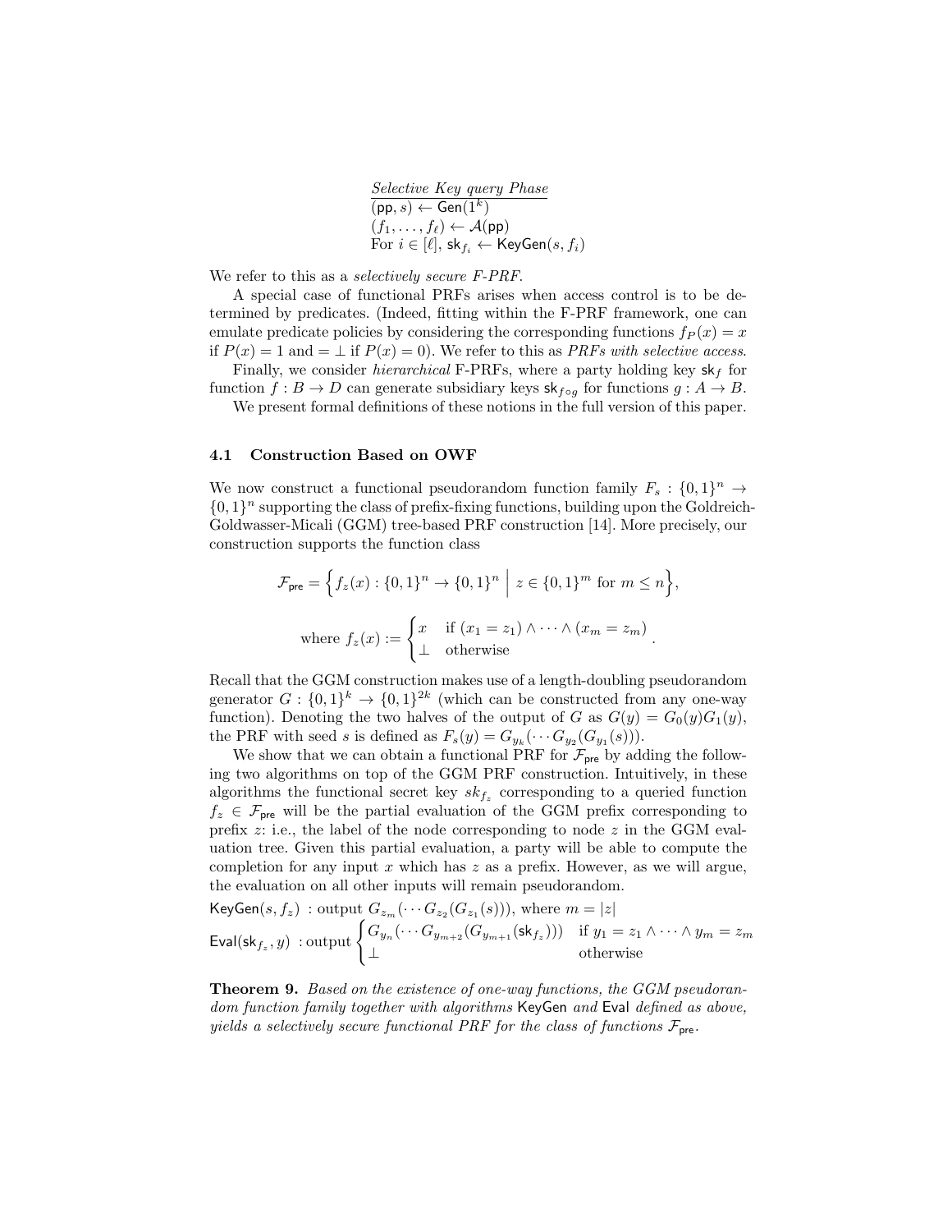*Selective Key query Phase*

$(\mathsf{pp}, s) \leftarrow \mathsf{Gen}(1^k)$
$(f_1, \ldots, f_\ell) \leftarrow \mathcal{A}(\mathsf{pp})$
For $i \in [\ell]$, $\mathsf{sk}_{f_i} \leftarrow \mathsf{KeyGen}(s, f_i)$

We refer to this as a *selectively secure F-PRF*.

A special case of functional PRFs arises when access control is to be determined by predicates. (Indeed, fitting within the F-PRF framework, one can emulate predicate policies by considering the corresponding functions $f_P(x) = x$ if $P(x) = 1$ and $= \bot$ if $P(x) = 0$). We refer to this as *PRFs with selective access*.

Finally, we consider *hierarchical* F-PRFs, where a party holding key $\mathsf{sk}_f$ for function $f : B \to D$ can generate subsidiary keys $\mathsf{sk}_{f \circ g}$ for functions $g : A \to B$.

We present formal definitions of these notions in the full version of this paper.

### 4.1 Construction Based on OWF

We now construct a functional pseudorandom function family $F_s : \{0,1\}^n \to \{0,1\}^n$ supporting the class of prefix-fixing functions, building upon the Goldreich-Goldwasser-Micali (GGM) tree-based PRF construction [14]. More precisely, our construction supports the function class

$$\mathcal{F}_{\mathsf{pre}} = \Big\{ f_z(x) : \{0,1\}^n \to \{0,1\}^n \;\Big|\; z \in \{0,1\}^m \text{ for } m \leq n \Big\},$$

$$\text{where } f_z(x) := \begin{cases} x & \text{if } (x_1 = z_1) \wedge \cdots \wedge (x_m = z_m) \\ \bot & \text{otherwise} \end{cases}.$$

Recall that the GGM construction makes use of a length-doubling pseudorandom generator $G : \{0,1\}^k \to \{0,1\}^{2k}$ (which can be constructed from any one-way function). Denoting the two halves of the output of $G$ as $G(y) = G_0(y)G_1(y)$, the PRF with seed $s$ is defined as $F_s(y) = G_{y_k}(\cdots G_{y_2}(G_{y_1}(s)))$.

We show that we can obtain a functional PRF for $\mathcal{F}_{\mathsf{pre}}$ by adding the following two algorithms on top of the GGM PRF construction. Intuitively, in these algorithms the functional secret key $sk_{f_z}$ corresponding to a queried function $f_z \in \mathcal{F}_{\mathsf{pre}}$ will be the partial evaluation of the GGM prefix corresponding to prefix $z$: i.e., the label of the node corresponding to node $z$ in the GGM evaluation tree. Given this partial evaluation, a party will be able to compute the completion for any input $x$ which has $z$ as a prefix. However, as we will argue, the evaluation on all other inputs will remain pseudorandom.

$\mathsf{KeyGen}(s, f_z)$ : output $G_{z_m}(\cdots G_{z_2}(G_{z_1}(s)))$, where $m = |z|$

$$\mathsf{Eval}(\mathsf{sk}_{f_z}, y) \text{ : output } \begin{cases} G_{y_n}(\cdots G_{y_{m+2}}(G_{y_{m+1}}(\mathsf{sk}_{f_z}))) & \text{if } y_1 = z_1 \wedge \cdots \wedge y_m = z_m \\ \bot & \text{otherwise} \end{cases}$$

**Theorem 9.** *Based on the existence of one-way functions, the GGM pseudorandom function family together with algorithms* $\mathsf{KeyGen}$ *and* $\mathsf{Eval}$ *defined as above, yields a selectively secure functional PRF for the class of functions* $\mathcal{F}_{\mathsf{pre}}$.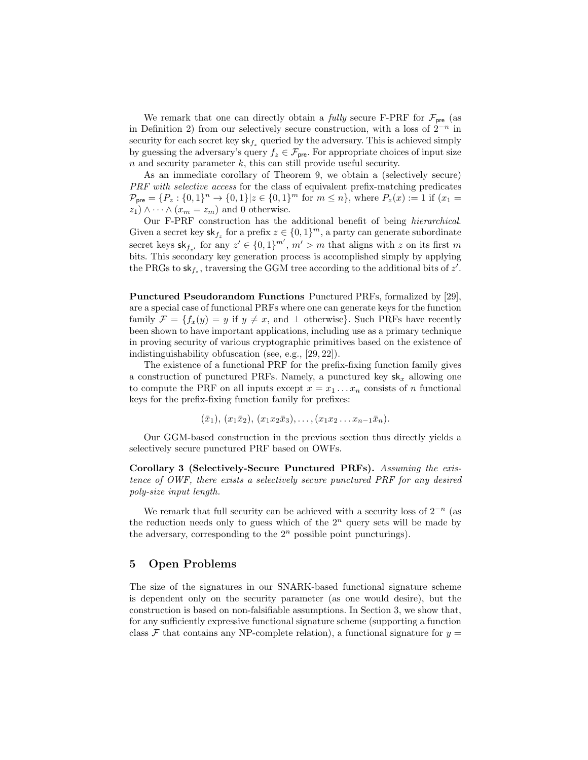We remark that one can directly obtain a *fully* secure F-PRF for $\mathcal{F}_{\mathsf{pre}}$ (as in Definition 2) from our selectively secure construction, with a loss of $2^{-n}$ in security for each secret key $\mathsf{sk}_{f_z}$ queried by the adversary. This is achieved simply by guessing the adversary's query $f_z \in \mathcal{F}_{\mathsf{pre}}$. For appropriate choices of input size $n$ and security parameter $k$, this can still provide useful security.

As an immediate corollary of Theorem 9, we obtain a (selectively secure) *PRF with selective access* for the class of equivalent prefix-matching predicates $\mathcal{P}_{\mathsf{pre}} = \{P_z : \{0,1\}^n \to \{0,1\} | z \in \{0,1\}^m \text{ for } m \leq n\}$, where $P_z(x) := 1$ if $(x_1 = z_1) \wedge \cdots \wedge (x_m = z_m)$ and 0 otherwise.

Our F-PRF construction has the additional benefit of being *hierarchical*. Given a secret key $\mathsf{sk}_{f_z}$ for a prefix $z \in \{0,1\}^m$, a party can generate subordinate secret keys $\mathsf{sk}_{f_{z'}}$ for any $z' \in \{0,1\}^{m'}$, $m' > m$ that aligns with $z$ on its first $m$ bits. This secondary key generation process is accomplished simply by applying the PRGs to $\mathsf{sk}_{f_z}$, traversing the GGM tree according to the additional bits of $z'$.

**Punctured Pseudorandom Functions** Punctured PRFs, formalized by [29], are a special case of functional PRFs where one can generate keys for the function family $\mathcal{F} = \{f_x(y) = y \text{ if } y \neq x, \text{ and } \perp \text{ otherwise}\}$. Such PRFs have recently been shown to have important applications, including use as a primary technique in proving security of various cryptographic primitives based on the existence of indistinguishability obfuscation (see, e.g., [29, 22]).

The existence of a functional PRF for the prefix-fixing function family gives a construction of punctured PRFs. Namely, a punctured key $\mathsf{sk}_x$ allowing one to compute the PRF on all inputs except $x = x_1 \ldots x_n$ consists of $n$ functional keys for the prefix-fixing function family for prefixes:

$$(\bar{x}_1),\ (x_1\bar{x}_2),\ (x_1x_2\bar{x}_3), \ldots, (x_1x_2\ldots x_{n-1}\bar{x}_n).$$

Our GGM-based construction in the previous section thus directly yields a selectively secure punctured PRF based on OWFs.

**Corollary 3 (Selectively-Secure Punctured PRFs).** *Assuming the existence of OWF, there exists a selectively secure punctured PRF for any desired poly-size input length.*

We remark that full security can be achieved with a security loss of $2^{-n}$ (as the reduction needs only to guess which of the $2^n$ query sets will be made by the adversary, corresponding to the $2^n$ possible point puncturings).

## 5 Open Problems

The size of the signatures in our SNARK-based functional signature scheme is dependent only on the security parameter (as one would desire), but the construction is based on non-falsifiable assumptions. In Section 3, we show that, for any sufficiently expressive functional signature scheme (supporting a function class $\mathcal{F}$ that contains any NP-complete relation), a functional signature for $y =$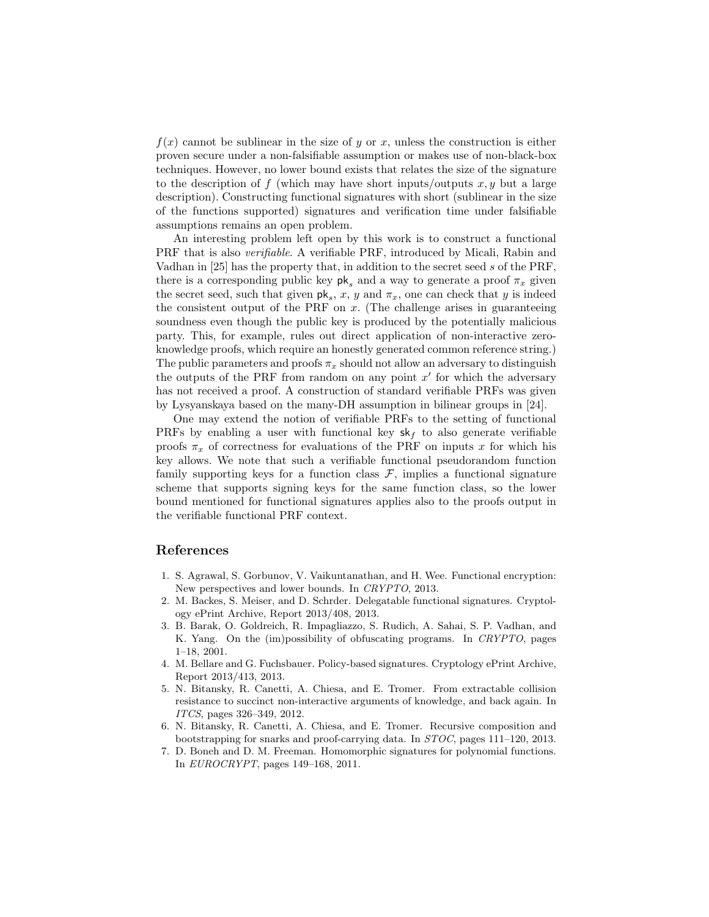$f(x)$ cannot be sublinear in the size of $y$ or $x$, unless the construction is either proven secure under a non-falsifiable assumption or makes use of non-black-box techniques. However, no lower bound exists that relates the size of the signature to the description of $f$ (which may have short inputs/outputs $x, y$ but a large description). Constructing functional signatures with short (sublinear in the size of the functions supported) signatures and verification time under falsifiable assumptions remains an open problem.

An interesting problem left open by this work is to construct a functional PRF that is also *verifiable*. A verifiable PRF, introduced by Micali, Rabin and Vadhan in [25] has the property that, in addition to the secret seed $s$ of the PRF, there is a corresponding public key $\mathsf{pk}_s$ and a way to generate a proof $\pi_x$ given the secret seed, such that given $\mathsf{pk}_s$, $x$, $y$ and $\pi_x$, one can check that $y$ is indeed the consistent output of the PRF on $x$. (The challenge arises in guaranteeing soundness even though the public key is produced by the potentially malicious party. This, for example, rules out direct application of non-interactive zero-knowledge proofs, which require an honestly generated common reference string.) The public parameters and proofs $\pi_x$ should not allow an adversary to distinguish the outputs of the PRF from random on any point $x'$ for which the adversary has not received a proof. A construction of standard verifiable PRFs was given by Lysyanskaya based on the many-DH assumption in bilinear groups in [24].

One may extend the notion of verifiable PRFs to the setting of functional PRFs by enabling a user with functional key $\mathsf{sk}_f$ to also generate verifiable proofs $\pi_x$ of correctness for evaluations of the PRF on inputs $x$ for which his key allows. We note that such a verifiable functional pseudorandom function family supporting keys for a function class $\mathcal{F}$, implies a functional signature scheme that supports signing keys for the same function class, so the lower bound mentioned for functional signatures applies also to the proofs output in the verifiable functional PRF context.

## References

1. S. Agrawal, S. Gorbunov, V. Vaikuntanathan, and H. Wee. Functional encryption: New perspectives and lower bounds. In *CRYPTO*, 2013.
2. M. Backes, S. Meiser, and D. Schrder. Delegatable functional signatures. Cryptology ePrint Archive, Report 2013/408, 2013.
3. B. Barak, O. Goldreich, R. Impagliazzo, S. Rudich, A. Sahai, S. P. Vadhan, and K. Yang. On the (im)possibility of obfuscating programs. In *CRYPTO*, pages 1–18, 2001.
4. M. Bellare and G. Fuchsbauer. Policy-based signatures. Cryptology ePrint Archive, Report 2013/413, 2013.
5. N. Bitansky, R. Canetti, A. Chiesa, and E. Tromer. From extractable collision resistance to succinct non-interactive arguments of knowledge, and back again. In *ITCS*, pages 326–349, 2012.
6. N. Bitansky, R. Canetti, A. Chiesa, and E. Tromer. Recursive composition and bootstrapping for snarks and proof-carrying data. In *STOC*, pages 111–120, 2013.
7. D. Boneh and D. M. Freeman. Homomorphic signatures for polynomial functions. In *EUROCRYPT*, pages 149–168, 2011.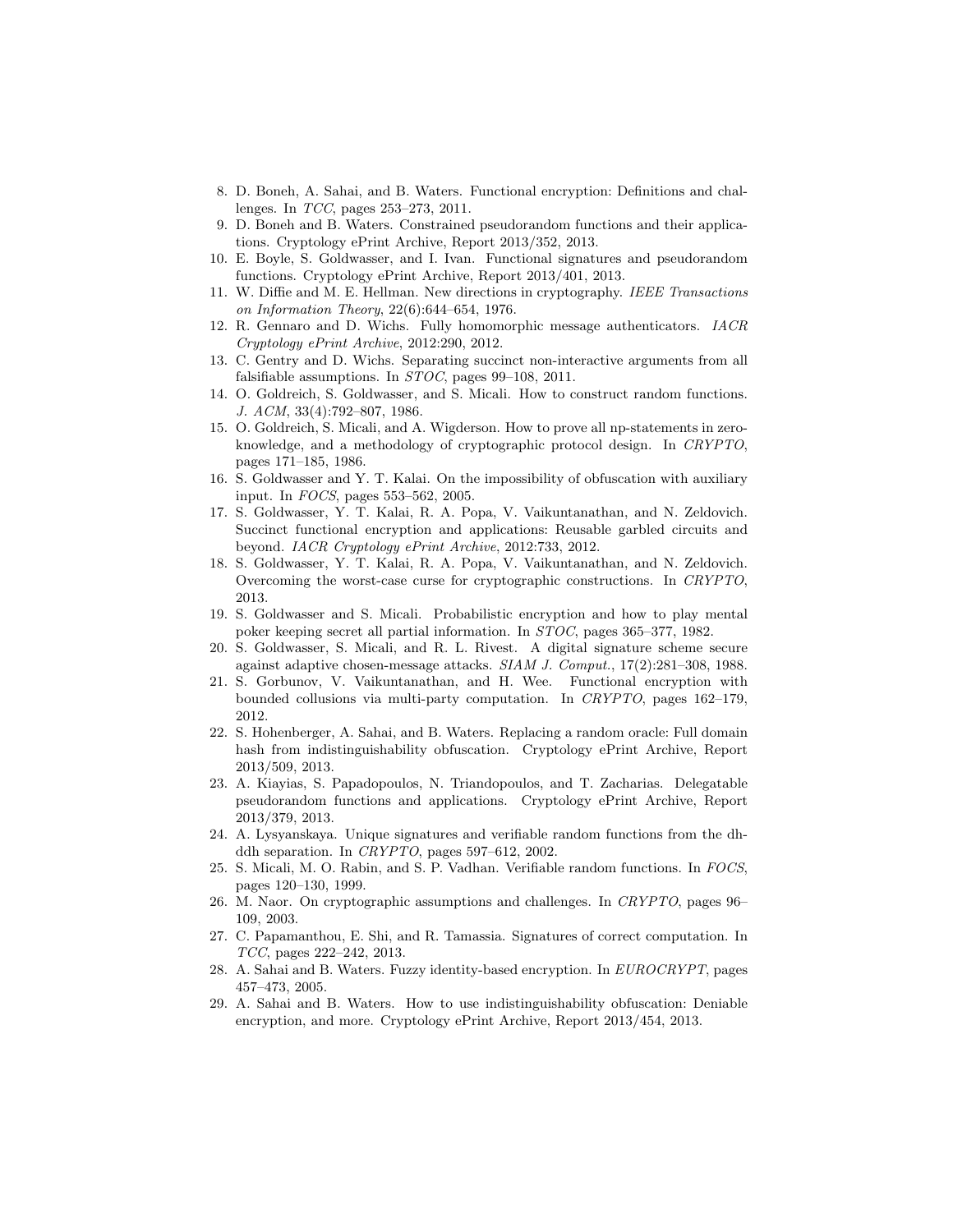8. D. Boneh, A. Sahai, and B. Waters. Functional encryption: Definitions and challenges. In *TCC*, pages 253–273, 2011.
9. D. Boneh and B. Waters. Constrained pseudorandom functions and their applications. Cryptology ePrint Archive, Report 2013/352, 2013.
10. E. Boyle, S. Goldwasser, and I. Ivan. Functional signatures and pseudorandom functions. Cryptology ePrint Archive, Report 2013/401, 2013.
11. W. Diffie and M. E. Hellman. New directions in cryptography. *IEEE Transactions on Information Theory*, 22(6):644–654, 1976.
12. R. Gennaro and D. Wichs. Fully homomorphic message authenticators. *IACR Cryptology ePrint Archive*, 2012:290, 2012.
13. C. Gentry and D. Wichs. Separating succinct non-interactive arguments from all falsifiable assumptions. In *STOC*, pages 99–108, 2011.
14. O. Goldreich, S. Goldwasser, and S. Micali. How to construct random functions. *J. ACM*, 33(4):792–807, 1986.
15. O. Goldreich, S. Micali, and A. Wigderson. How to prove all np-statements in zero-knowledge, and a methodology of cryptographic protocol design. In *CRYPTO*, pages 171–185, 1986.
16. S. Goldwasser and Y. T. Kalai. On the impossibility of obfuscation with auxiliary input. In *FOCS*, pages 553–562, 2005.
17. S. Goldwasser, Y. T. Kalai, R. A. Popa, V. Vaikuntanathan, and N. Zeldovich. Succinct functional encryption and applications: Reusable garbled circuits and beyond. *IACR Cryptology ePrint Archive*, 2012:733, 2012.
18. S. Goldwasser, Y. T. Kalai, R. A. Popa, V. Vaikuntanathan, and N. Zeldovich. Overcoming the worst-case curse for cryptographic constructions. In *CRYPTO*, 2013.
19. S. Goldwasser and S. Micali. Probabilistic encryption and how to play mental poker keeping secret all partial information. In *STOC*, pages 365–377, 1982.
20. S. Goldwasser, S. Micali, and R. L. Rivest. A digital signature scheme secure against adaptive chosen-message attacks. *SIAM J. Comput.*, 17(2):281–308, 1988.
21. S. Gorbunov, V. Vaikuntanathan, and H. Wee. Functional encryption with bounded collusions via multi-party computation. In *CRYPTO*, pages 162–179, 2012.
22. S. Hohenberger, A. Sahai, and B. Waters. Replacing a random oracle: Full domain hash from indistinguishability obfuscation. Cryptology ePrint Archive, Report 2013/509, 2013.
23. A. Kiayias, S. Papadopoulos, N. Triandopoulos, and T. Zacharias. Delegatable pseudorandom functions and applications. Cryptology ePrint Archive, Report 2013/379, 2013.
24. A. Lysyanskaya. Unique signatures and verifiable random functions from the dh-ddh separation. In *CRYPTO*, pages 597–612, 2002.
25. S. Micali, M. O. Rabin, and S. P. Vadhan. Verifiable random functions. In *FOCS*, pages 120–130, 1999.
26. M. Naor. On cryptographic assumptions and challenges. In *CRYPTO*, pages 96–109, 2003.
27. C. Papamanthou, E. Shi, and R. Tamassia. Signatures of correct computation. In *TCC*, pages 222–242, 2013.
28. A. Sahai and B. Waters. Fuzzy identity-based encryption. In *EUROCRYPT*, pages 457–473, 2005.
29. A. Sahai and B. Waters. How to use indistinguishability obfuscation: Deniable encryption, and more. Cryptology ePrint Archive, Report 2013/454, 2013.